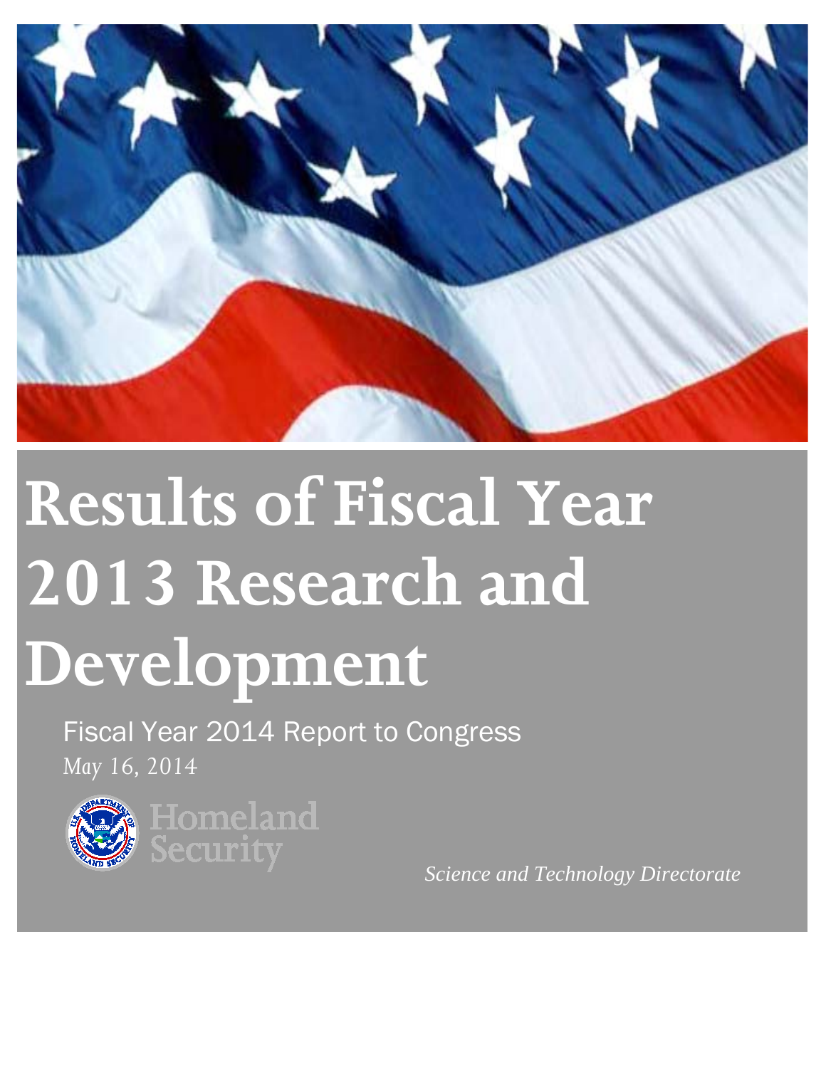# Results of Fiscal Year 2013 Research and Development

Fiscal Year 2014 Report to Congress

*May 16, 2014*

Homeland Security

*Science and Technology Directorate*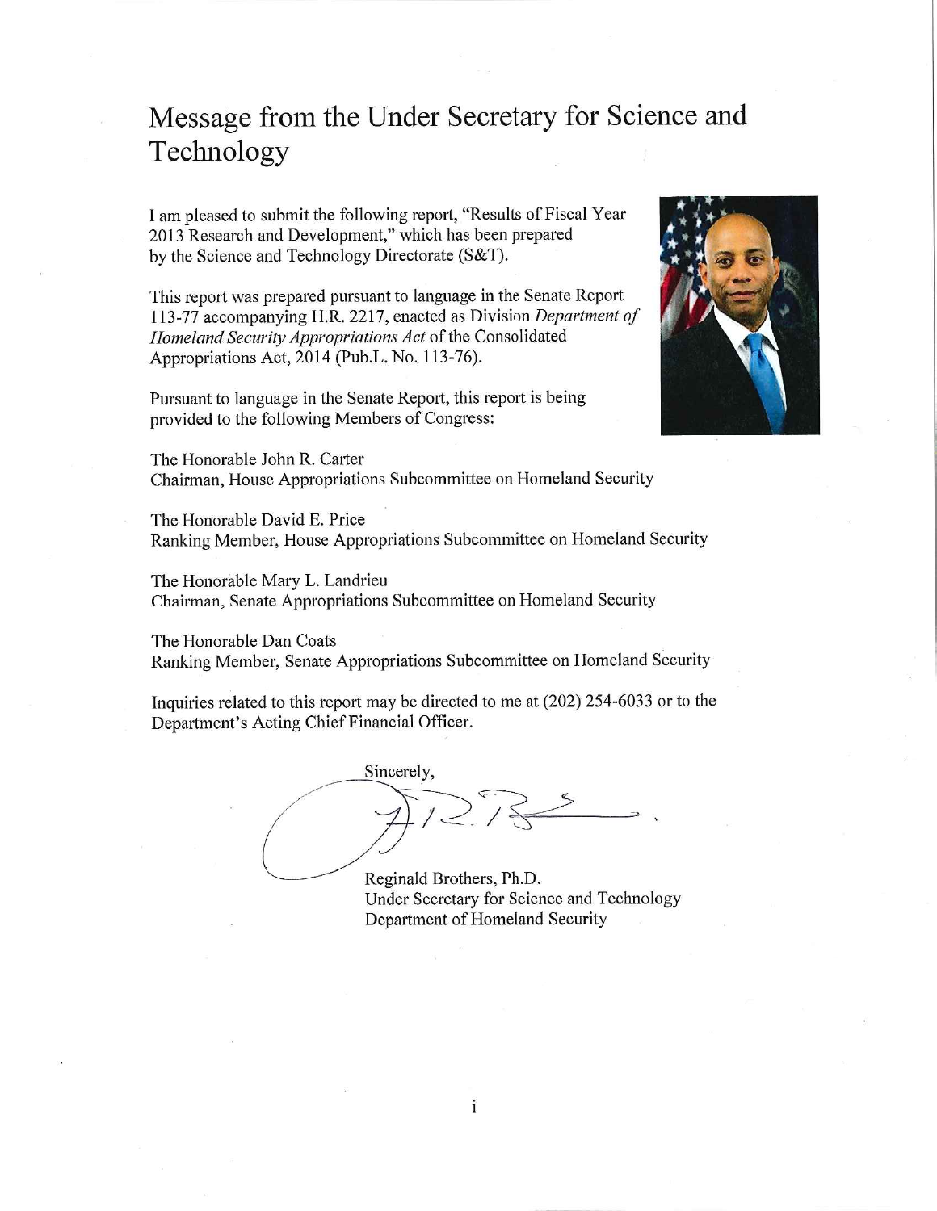# Message from the Under Secretary for Science and Technology

I am pleased to submit the following report, "Results of Fiscal Year 2013 Research and Development," which has been prepared by the Science and Technology Directorate (S&T).

This report was prepared pursuant to language in the Senate Report 113-77 accompanying H.R. 2217, enacted as Division *Department of Homeland Security Appropriations Act* of the Consolidated Appropriations Act, 2014 (Pub.L. No. 113-76).

Pursuant to language in the Senate Report, this report is being provided to the following Members of Congress:

The Honorable John R. Carter
Chairman, House Appropriations Subcommittee on Homeland Security

The Honorable David E. Price
Ranking Member, House Appropriations Subcommittee on Homeland Security

The Honorable Mary L. Landrieu
Chairman, Senate Appropriations Subcommittee on Homeland Security

The Honorable Dan Coats
Ranking Member, Senate Appropriations Subcommittee on Homeland Security

Inquiries related to this report may be directed to me at (202) 254-6033 or to the Department's Acting Chief Financial Officer.

Sincerely,

Reginald Brothers, Ph.D.
Under Secretary for Science and Technology
Department of Homeland Security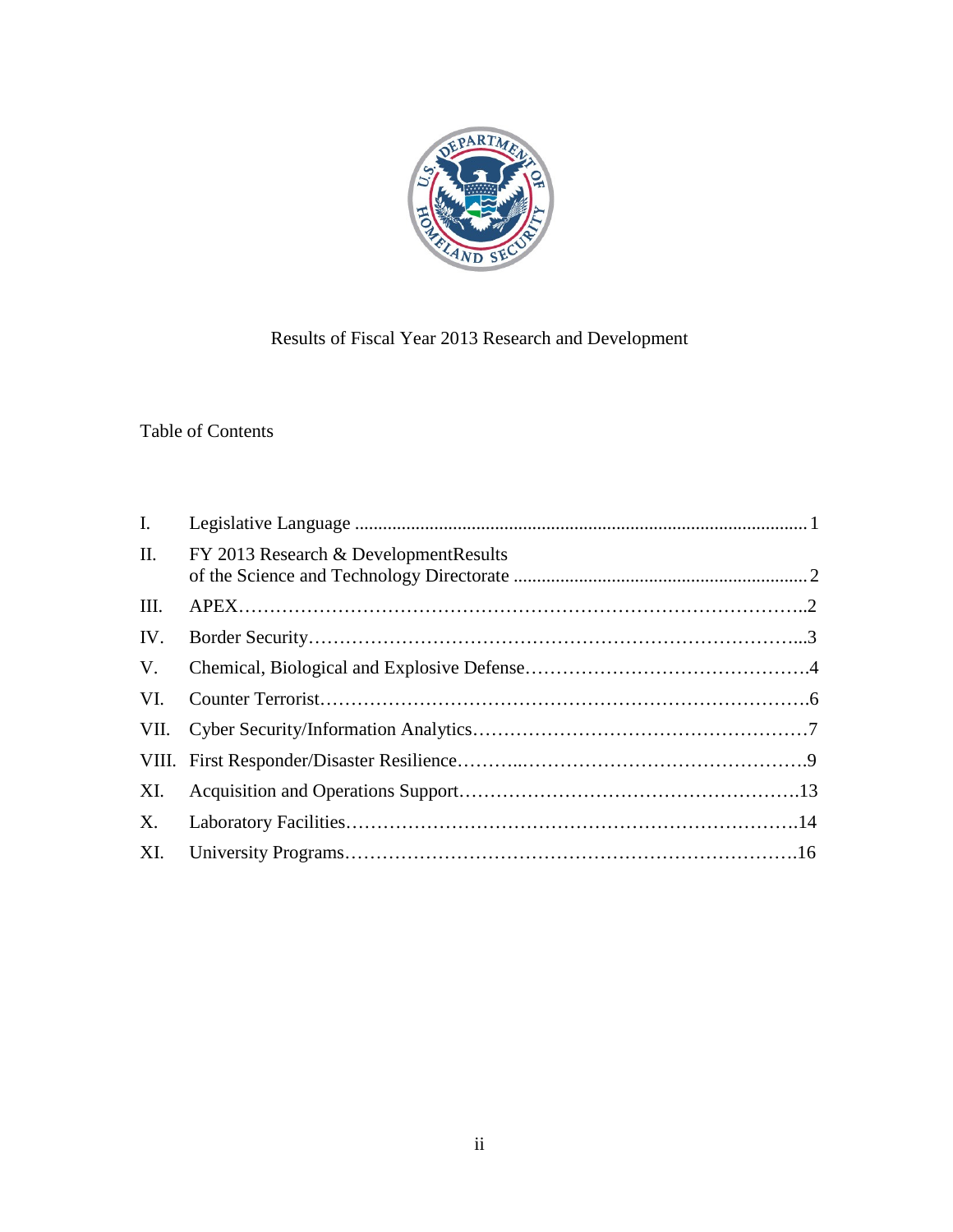Results of Fiscal Year 2013 Research and Development

Table of Contents

| | | |
|---|---|---|
| I. | Legislative Language | 1 |
| II. | FY 2013 Research & DevelopmentResults of the Science and Technology Directorate | 2 |
| III. | APEX | 2 |
| IV. | Border Security | 3 |
| V. | Chemical, Biological and Explosive Defense | 4 |
| VI. | Counter Terrorist | 6 |
| VII. | Cyber Security/Information Analytics | 7 |
| VIII. | First Responder/Disaster Resilience | 9 |
| XI. | Acquisition and Operations Support | 13 |
| X. | Laboratory Facilities | 14 |
| XI. | University Programs | 16 |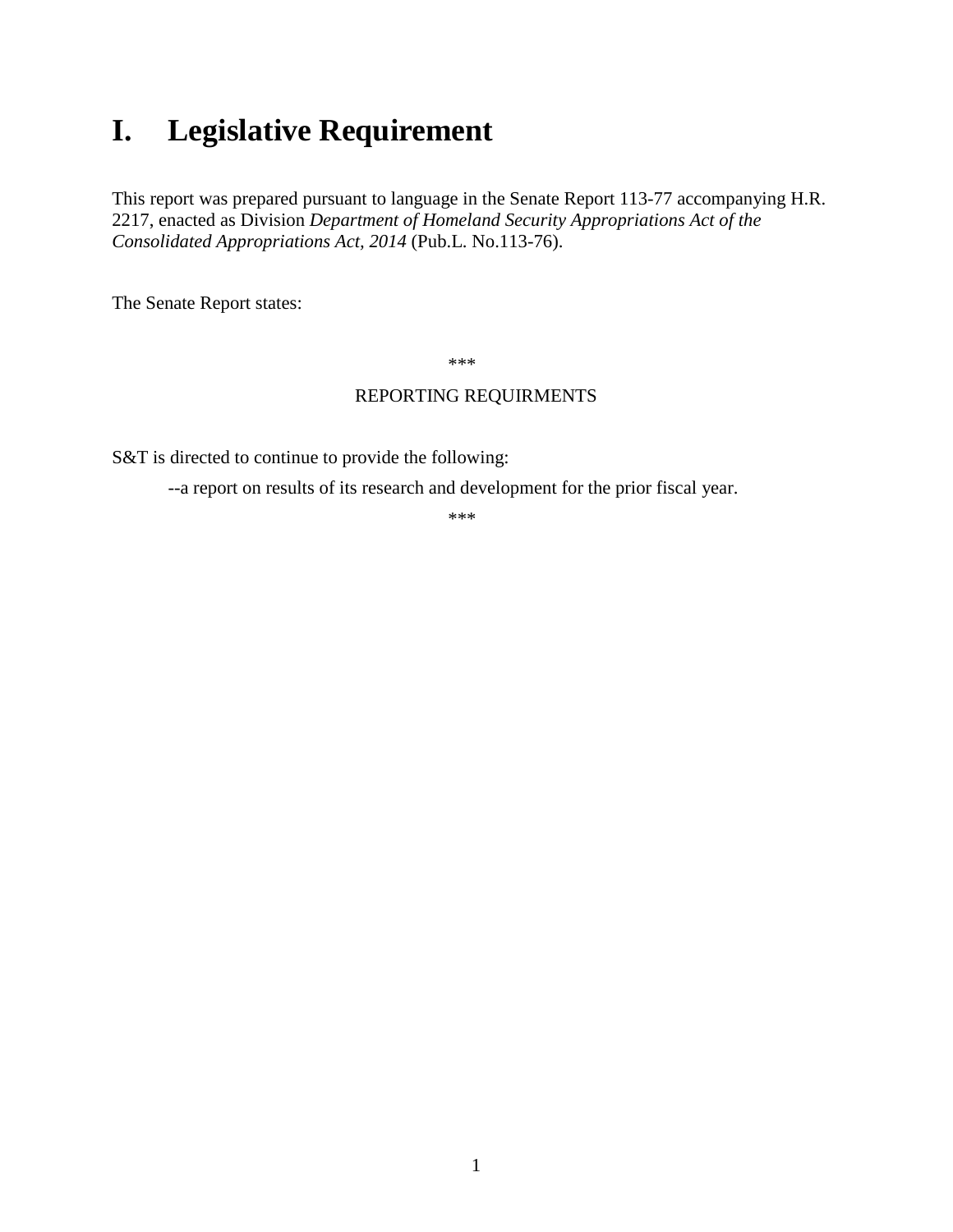# I. Legislative Requirement

This report was prepared pursuant to language in the Senate Report 113-77 accompanying H.R. 2217, enacted as Division *Department of Homeland Security Appropriations Act of the Consolidated Appropriations Act, 2014* (Pub.L. No.113-76).

The Senate Report states:

***

REPORTING REQUIRMENTS

S&T is directed to continue to provide the following:

--a report on results of its research and development for the prior fiscal year.

***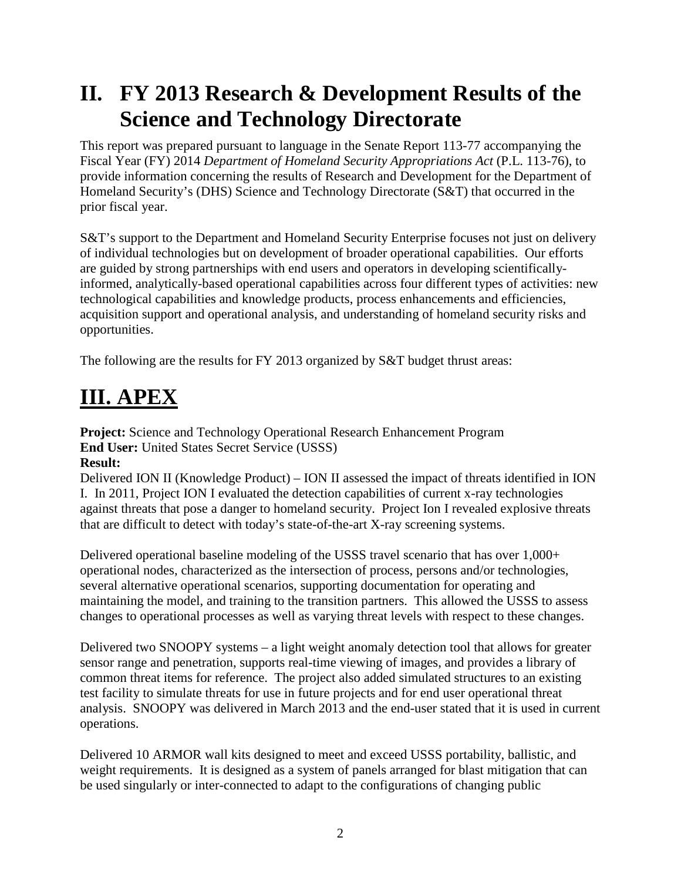# II. FY 2013 Research & Development Results of the Science and Technology Directorate

This report was prepared pursuant to language in the Senate Report 113-77 accompanying the Fiscal Year (FY) 2014 *Department of Homeland Security Appropriations Act* (P.L. 113-76), to provide information concerning the results of Research and Development for the Department of Homeland Security's (DHS) Science and Technology Directorate (S&T) that occurred in the prior fiscal year.

S&T's support to the Department and Homeland Security Enterprise focuses not just on delivery of individual technologies but on development of broader operational capabilities. Our efforts are guided by strong partnerships with end users and operators in developing scientifically-informed, analytically-based operational capabilities across four different types of activities: new technological capabilities and knowledge products, process enhancements and efficiencies, acquisition support and operational analysis, and understanding of homeland security risks and opportunities.

The following are the results for FY 2013 organized by S&T budget thrust areas:

# III. APEX

**Project:** Science and Technology Operational Research Enhancement Program
**End User:** United States Secret Service (USSS)
**Result:**
Delivered ION II (Knowledge Product) – ION II assessed the impact of threats identified in ION I. In 2011, Project ION I evaluated the detection capabilities of current x-ray technologies against threats that pose a danger to homeland security. Project Ion I revealed explosive threats that are difficult to detect with today's state-of-the-art X-ray screening systems.

Delivered operational baseline modeling of the USSS travel scenario that has over 1,000+ operational nodes, characterized as the intersection of process, persons and/or technologies, several alternative operational scenarios, supporting documentation for operating and maintaining the model, and training to the transition partners. This allowed the USSS to assess changes to operational processes as well as varying threat levels with respect to these changes.

Delivered two SNOOPY systems – a light weight anomaly detection tool that allows for greater sensor range and penetration, supports real-time viewing of images, and provides a library of common threat items for reference. The project also added simulated structures to an existing test facility to simulate threats for use in future projects and for end user operational threat analysis. SNOOPY was delivered in March 2013 and the end-user stated that it is used in current operations.

Delivered 10 ARMOR wall kits designed to meet and exceed USSS portability, ballistic, and weight requirements. It is designed as a system of panels arranged for blast mitigation that can be used singularly or inter-connected to adapt to the configurations of changing public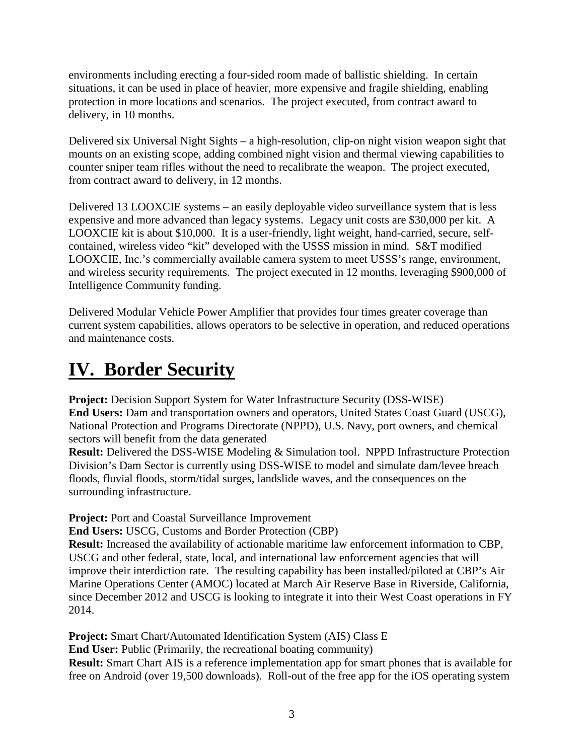environments including erecting a four-sided room made of ballistic shielding. In certain situations, it can be used in place of heavier, more expensive and fragile shielding, enabling protection in more locations and scenarios. The project executed, from contract award to delivery, in 10 months.

Delivered six Universal Night Sights – a high-resolution, clip-on night vision weapon sight that mounts on an existing scope, adding combined night vision and thermal viewing capabilities to counter sniper team rifles without the need to recalibrate the weapon. The project executed, from contract award to delivery, in 12 months.

Delivered 13 LOOXCIE systems – an easily deployable video surveillance system that is less expensive and more advanced than legacy systems. Legacy unit costs are $30,000 per kit. A LOOXCIE kit is about $10,000. It is a user-friendly, light weight, hand-carried, secure, self-contained, wireless video "kit" developed with the USSS mission in mind. S&T modified LOOXCIE, Inc.'s commercially available camera system to meet USSS's range, environment, and wireless security requirements. The project executed in 12 months, leveraging $900,000 of Intelligence Community funding.

Delivered Modular Vehicle Power Amplifier that provides four times greater coverage than current system capabilities, allows operators to be selective in operation, and reduced operations and maintenance costs.

# IV. Border Security

**Project:** Decision Support System for Water Infrastructure Security (DSS-WISE)
**End Users:** Dam and transportation owners and operators, United States Coast Guard (USCG), National Protection and Programs Directorate (NPPD), U.S. Navy, port owners, and chemical sectors will benefit from the data generated
**Result:** Delivered the DSS-WISE Modeling & Simulation tool. NPPD Infrastructure Protection Division's Dam Sector is currently using DSS-WISE to model and simulate dam/levee breach floods, fluvial floods, storm/tidal surges, landslide waves, and the consequences on the surrounding infrastructure.

**Project:** Port and Coastal Surveillance Improvement
**End Users:** USCG, Customs and Border Protection (CBP)
**Result:** Increased the availability of actionable maritime law enforcement information to CBP, USCG and other federal, state, local, and international law enforcement agencies that will improve their interdiction rate. The resulting capability has been installed/piloted at CBP's Air Marine Operations Center (AMOC) located at March Air Reserve Base in Riverside, California, since December 2012 and USCG is looking to integrate it into their West Coast operations in FY 2014.

**Project:** Smart Chart/Automated Identification System (AIS) Class E
**End User:** Public (Primarily, the recreational boating community)
**Result:** Smart Chart AIS is a reference implementation app for smart phones that is available for free on Android (over 19,500 downloads). Roll-out of the free app for the iOS operating system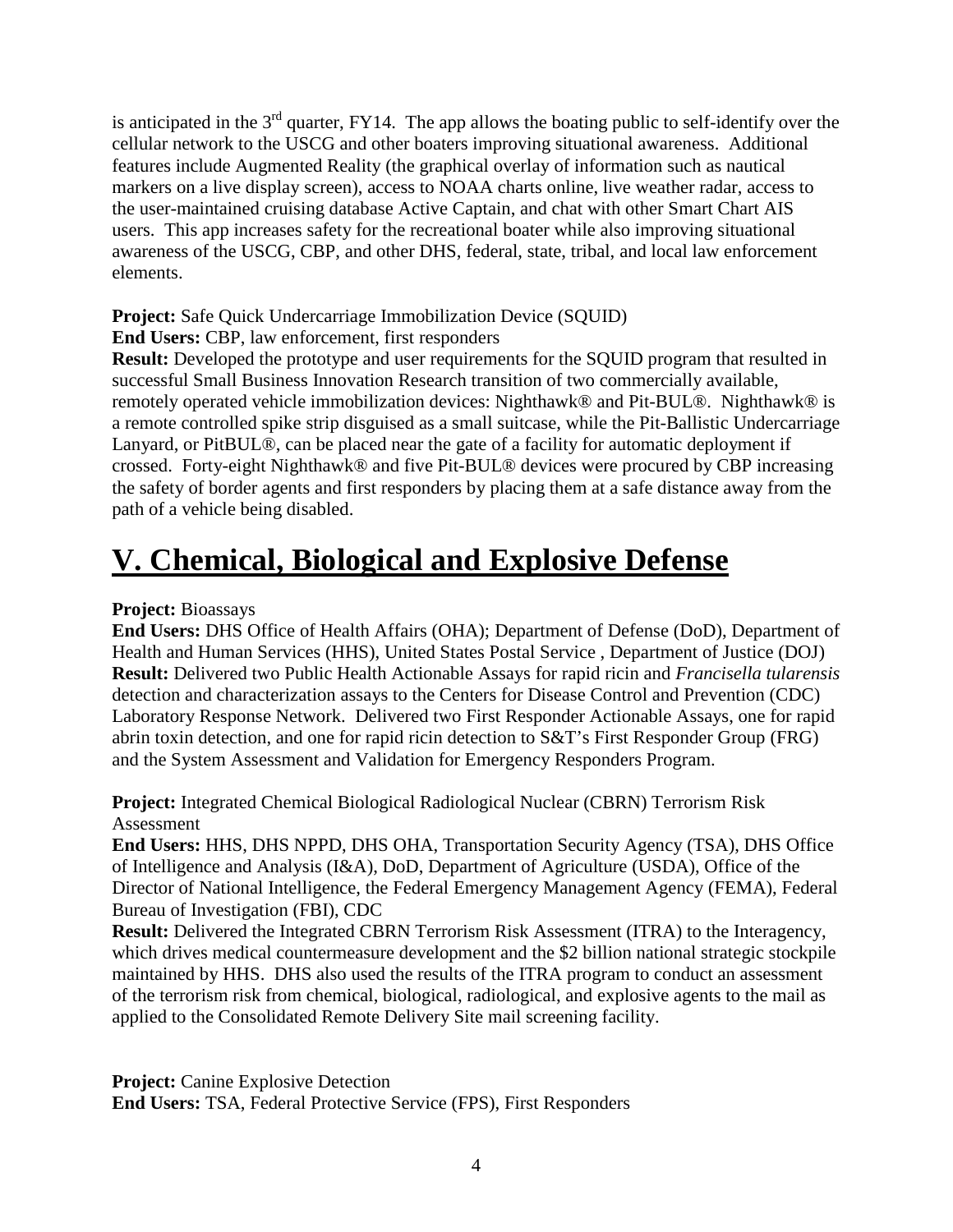is anticipated in the 3rd quarter, FY14. The app allows the boating public to self-identify over the cellular network to the USCG and other boaters improving situational awareness. Additional features include Augmented Reality (the graphical overlay of information such as nautical markers on a live display screen), access to NOAA charts online, live weather radar, access to the user-maintained cruising database Active Captain, and chat with other Smart Chart AIS users. This app increases safety for the recreational boater while also improving situational awareness of the USCG, CBP, and other DHS, federal, state, tribal, and local law enforcement elements.

**Project:** Safe Quick Undercarriage Immobilization Device (SQUID)
**End Users:** CBP, law enforcement, first responders
**Result:** Developed the prototype and user requirements for the SQUID program that resulted in successful Small Business Innovation Research transition of two commercially available, remotely operated vehicle immobilization devices: Nighthawk® and Pit-BUL®. Nighthawk® is a remote controlled spike strip disguised as a small suitcase, while the Pit-Ballistic Undercarriage Lanyard, or PitBUL®, can be placed near the gate of a facility for automatic deployment if crossed. Forty-eight Nighthawk® and five Pit-BUL® devices were procured by CBP increasing the safety of border agents and first responders by placing them at a safe distance away from the path of a vehicle being disabled.

# V. Chemical, Biological and Explosive Defense

**Project:** Bioassays
**End Users:** DHS Office of Health Affairs (OHA); Department of Defense (DoD), Department of Health and Human Services (HHS), United States Postal Service , Department of Justice (DOJ)
**Result:** Delivered two Public Health Actionable Assays for rapid ricin and *Francisella tularensis* detection and characterization assays to the Centers for Disease Control and Prevention (CDC) Laboratory Response Network. Delivered two First Responder Actionable Assays, one for rapid abrin toxin detection, and one for rapid ricin detection to S&T's First Responder Group (FRG) and the System Assessment and Validation for Emergency Responders Program.

**Project:** Integrated Chemical Biological Radiological Nuclear (CBRN) Terrorism Risk Assessment
**End Users:** HHS, DHS NPPD, DHS OHA, Transportation Security Agency (TSA), DHS Office of Intelligence and Analysis (I&A), DoD, Department of Agriculture (USDA), Office of the Director of National Intelligence, the Federal Emergency Management Agency (FEMA), Federal Bureau of Investigation (FBI), CDC
**Result:** Delivered the Integrated CBRN Terrorism Risk Assessment (ITRA) to the Interagency, which drives medical countermeasure development and the $2 billion national strategic stockpile maintained by HHS. DHS also used the results of the ITRA program to conduct an assessment of the terrorism risk from chemical, biological, radiological, and explosive agents to the mail as applied to the Consolidated Remote Delivery Site mail screening facility.

**Project:** Canine Explosive Detection
**End Users:** TSA, Federal Protective Service (FPS), First Responders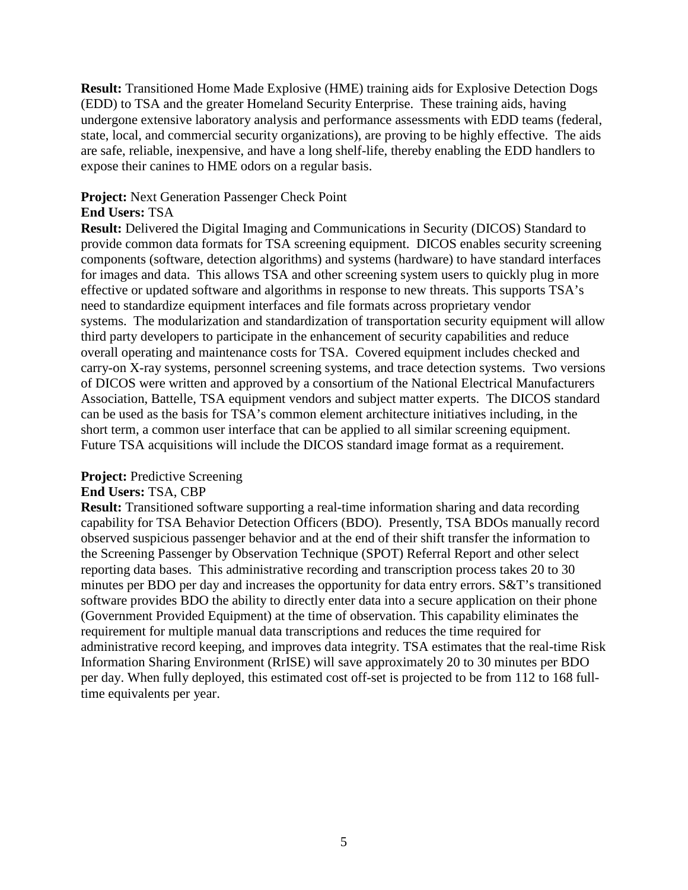**Result:** Transitioned Home Made Explosive (HME) training aids for Explosive Detection Dogs (EDD) to TSA and the greater Homeland Security Enterprise. These training aids, having undergone extensive laboratory analysis and performance assessments with EDD teams (federal, state, local, and commercial security organizations), are proving to be highly effective. The aids are safe, reliable, inexpensive, and have a long shelf-life, thereby enabling the EDD handlers to expose their canines to HME odors on a regular basis.

**Project:** Next Generation Passenger Check Point
**End Users:** TSA
**Result:** Delivered the Digital Imaging and Communications in Security (DICOS) Standard to provide common data formats for TSA screening equipment. DICOS enables security screening components (software, detection algorithms) and systems (hardware) to have standard interfaces for images and data. This allows TSA and other screening system users to quickly plug in more effective or updated software and algorithms in response to new threats. This supports TSA's need to standardize equipment interfaces and file formats across proprietary vendor systems. The modularization and standardization of transportation security equipment will allow third party developers to participate in the enhancement of security capabilities and reduce overall operating and maintenance costs for TSA. Covered equipment includes checked and carry-on X-ray systems, personnel screening systems, and trace detection systems. Two versions of DICOS were written and approved by a consortium of the National Electrical Manufacturers Association, Battelle, TSA equipment vendors and subject matter experts. The DICOS standard can be used as the basis for TSA's common element architecture initiatives including, in the short term, a common user interface that can be applied to all similar screening equipment. Future TSA acquisitions will include the DICOS standard image format as a requirement.

**Project:** Predictive Screening
**End Users:** TSA, CBP
**Result:** Transitioned software supporting a real-time information sharing and data recording capability for TSA Behavior Detection Officers (BDO). Presently, TSA BDOs manually record observed suspicious passenger behavior and at the end of their shift transfer the information to the Screening Passenger by Observation Technique (SPOT) Referral Report and other select reporting data bases. This administrative recording and transcription process takes 20 to 30 minutes per BDO per day and increases the opportunity for data entry errors. S&T's transitioned software provides BDO the ability to directly enter data into a secure application on their phone (Government Provided Equipment) at the time of observation. This capability eliminates the requirement for multiple manual data transcriptions and reduces the time required for administrative record keeping, and improves data integrity. TSA estimates that the real-time Risk Information Sharing Environment (RrISE) will save approximately 20 to 30 minutes per BDO per day. When fully deployed, this estimated cost off-set is projected to be from 112 to 168 full-time equivalents per year.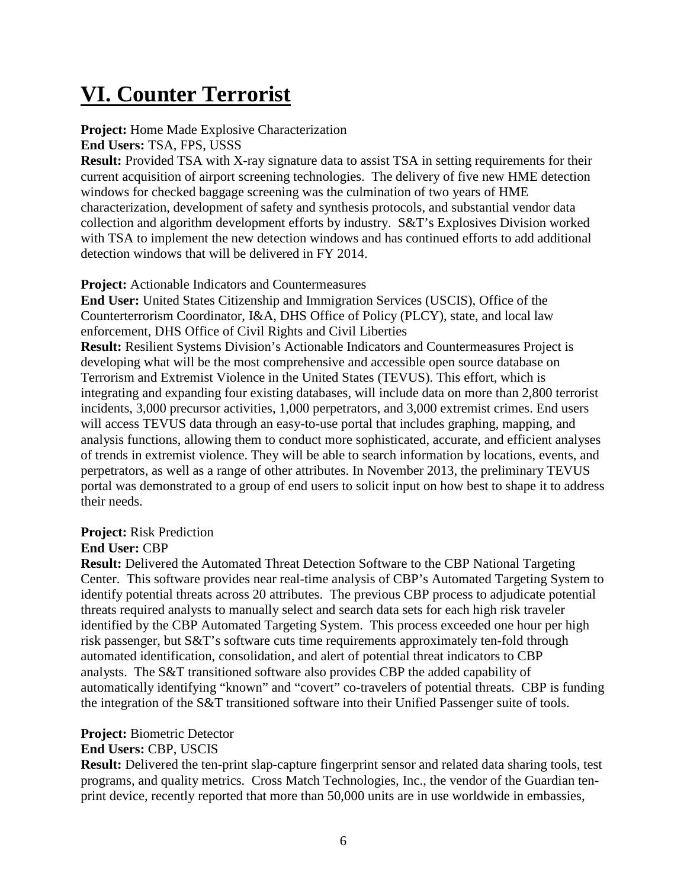# VI. Counter Terrorist

**Project:** Home Made Explosive Characterization
**End Users:** TSA, FPS, USSS
**Result:** Provided TSA with X-ray signature data to assist TSA in setting requirements for their current acquisition of airport screening technologies. The delivery of five new HME detection windows for checked baggage screening was the culmination of two years of HME characterization, development of safety and synthesis protocols, and substantial vendor data collection and algorithm development efforts by industry. S&T's Explosives Division worked with TSA to implement the new detection windows and has continued efforts to add additional detection windows that will be delivered in FY 2014.

**Project:** Actionable Indicators and Countermeasures
**End User:** United States Citizenship and Immigration Services (USCIS), Office of the Counterterrorism Coordinator, I&A, DHS Office of Policy (PLCY), state, and local law enforcement, DHS Office of Civil Rights and Civil Liberties
**Result:** Resilient Systems Division's Actionable Indicators and Countermeasures Project is developing what will be the most comprehensive and accessible open source database on Terrorism and Extremist Violence in the United States (TEVUS). This effort, which is integrating and expanding four existing databases, will include data on more than 2,800 terrorist incidents, 3,000 precursor activities, 1,000 perpetrators, and 3,000 extremist crimes. End users will access TEVUS data through an easy-to-use portal that includes graphing, mapping, and analysis functions, allowing them to conduct more sophisticated, accurate, and efficient analyses of trends in extremist violence. They will be able to search information by locations, events, and perpetrators, as well as a range of other attributes. In November 2013, the preliminary TEVUS portal was demonstrated to a group of end users to solicit input on how best to shape it to address their needs.

**Project:** Risk Prediction
**End User:** CBP
**Result:** Delivered the Automated Threat Detection Software to the CBP National Targeting Center. This software provides near real-time analysis of CBP's Automated Targeting System to identify potential threats across 20 attributes. The previous CBP process to adjudicate potential threats required analysts to manually select and search data sets for each high risk traveler identified by the CBP Automated Targeting System. This process exceeded one hour per high risk passenger, but S&T's software cuts time requirements approximately ten-fold through automated identification, consolidation, and alert of potential threat indicators to CBP analysts. The S&T transitioned software also provides CBP the added capability of automatically identifying "known" and "covert" co-travelers of potential threats. CBP is funding the integration of the S&T transitioned software into their Unified Passenger suite of tools.

**Project:** Biometric Detector
**End Users:** CBP, USCIS
**Result:** Delivered the ten-print slap-capture fingerprint sensor and related data sharing tools, test programs, and quality metrics. Cross Match Technologies, Inc., the vendor of the Guardian ten-print device, recently reported that more than 50,000 units are in use worldwide in embassies,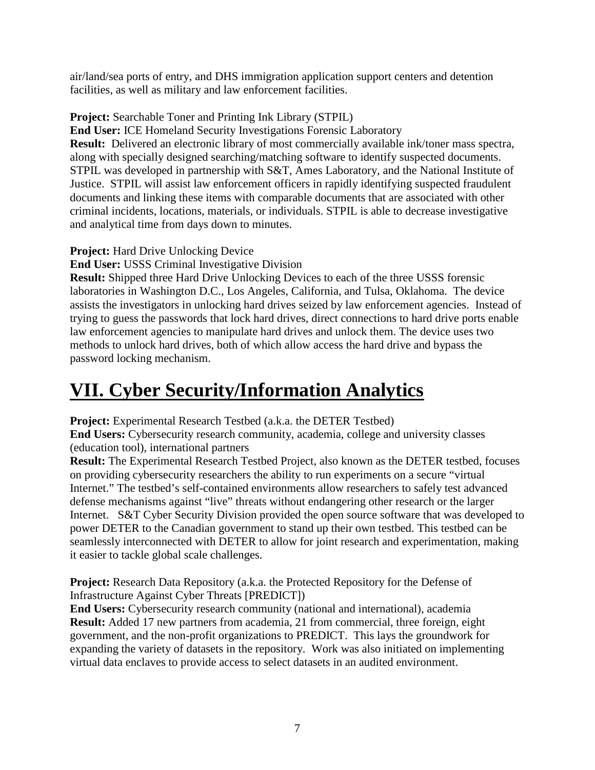air/land/sea ports of entry, and DHS immigration application support centers and detention facilities, as well as military and law enforcement facilities.

**Project:** Searchable Toner and Printing Ink Library (STPIL)
**End User:** ICE Homeland Security Investigations Forensic Laboratory
**Result:** Delivered an electronic library of most commercially available ink/toner mass spectra, along with specially designed searching/matching software to identify suspected documents. STPIL was developed in partnership with S&T, Ames Laboratory, and the National Institute of Justice. STPIL will assist law enforcement officers in rapidly identifying suspected fraudulent documents and linking these items with comparable documents that are associated with other criminal incidents, locations, materials, or individuals. STPIL is able to decrease investigative and analytical time from days down to minutes.

**Project:** Hard Drive Unlocking Device
**End User:** USSS Criminal Investigative Division
**Result:** Shipped three Hard Drive Unlocking Devices to each of the three USSS forensic laboratories in Washington D.C., Los Angeles, California, and Tulsa, Oklahoma. The device assists the investigators in unlocking hard drives seized by law enforcement agencies. Instead of trying to guess the passwords that lock hard drives, direct connections to hard drive ports enable law enforcement agencies to manipulate hard drives and unlock them. The device uses two methods to unlock hard drives, both of which allow access the hard drive and bypass the password locking mechanism.

# VII. Cyber Security/Information Analytics

**Project:** Experimental Research Testbed (a.k.a. the DETER Testbed)
**End Users:** Cybersecurity research community, academia, college and university classes (education tool), international partners
**Result:** The Experimental Research Testbed Project, also known as the DETER testbed, focuses on providing cybersecurity researchers the ability to run experiments on a secure "virtual Internet." The testbed's self-contained environments allow researchers to safely test advanced defense mechanisms against "live" threats without endangering other research or the larger Internet. S&T Cyber Security Division provided the open source software that was developed to power DETER to the Canadian government to stand up their own testbed. This testbed can be seamlessly interconnected with DETER to allow for joint research and experimentation, making it easier to tackle global scale challenges.

**Project:** Research Data Repository (a.k.a. the Protected Repository for the Defense of Infrastructure Against Cyber Threats [PREDICT])
**End Users:** Cybersecurity research community (national and international), academia
**Result:** Added 17 new partners from academia, 21 from commercial, three foreign, eight government, and the non-profit organizations to PREDICT. This lays the groundwork for expanding the variety of datasets in the repository. Work was also initiated on implementing virtual data enclaves to provide access to select datasets in an audited environment.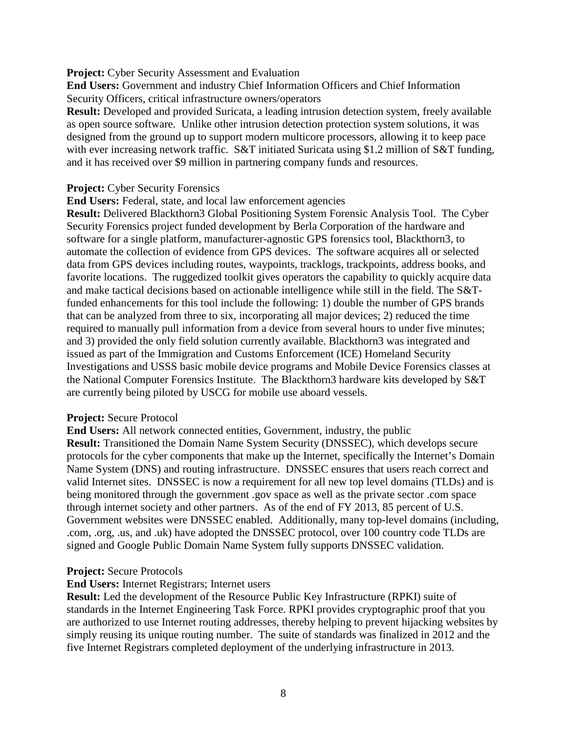**Project:** Cyber Security Assessment and Evaluation

**End Users:** Government and industry Chief Information Officers and Chief Information Security Officers, critical infrastructure owners/operators

**Result:** Developed and provided Suricata, a leading intrusion detection system, freely available as open source software. Unlike other intrusion detection protection system solutions, it was designed from the ground up to support modern multicore processors, allowing it to keep pace with ever increasing network traffic. S&T initiated Suricata using $1.2 million of S&T funding, and it has received over $9 million in partnering company funds and resources.

**Project:** Cyber Security Forensics

**End Users:** Federal, state, and local law enforcement agencies

**Result:** Delivered Blackthorn3 Global Positioning System Forensic Analysis Tool. The Cyber Security Forensics project funded development by Berla Corporation of the hardware and software for a single platform, manufacturer-agnostic GPS forensics tool, Blackthorn3, to automate the collection of evidence from GPS devices. The software acquires all or selected data from GPS devices including routes, waypoints, tracklogs, trackpoints, address books, and favorite locations. The ruggedized toolkit gives operators the capability to quickly acquire data and make tactical decisions based on actionable intelligence while still in the field. The S&T-funded enhancements for this tool include the following: 1) double the number of GPS brands that can be analyzed from three to six, incorporating all major devices; 2) reduced the time required to manually pull information from a device from several hours to under five minutes; and 3) provided the only field solution currently available. Blackthorn3 was integrated and issued as part of the Immigration and Customs Enforcement (ICE) Homeland Security Investigations and USSS basic mobile device programs and Mobile Device Forensics classes at the National Computer Forensics Institute. The Blackthorn3 hardware kits developed by S&T are currently being piloted by USCG for mobile use aboard vessels.

**Project:** Secure Protocol

**End Users:** All network connected entities, Government, industry, the public

**Result:** Transitioned the Domain Name System Security (DNSSEC), which develops secure protocols for the cyber components that make up the Internet, specifically the Internet's Domain Name System (DNS) and routing infrastructure. DNSSEC ensures that users reach correct and valid Internet sites. DNSSEC is now a requirement for all new top level domains (TLDs) and is being monitored through the government .gov space as well as the private sector .com space through internet society and other partners. As of the end of FY 2013, 85 percent of U.S. Government websites were DNSSEC enabled. Additionally, many top-level domains (including, .com, .org, .us, and .uk) have adopted the DNSSEC protocol, over 100 country code TLDs are signed and Google Public Domain Name System fully supports DNSSEC validation.

**Project:** Secure Protocols

**End Users:** Internet Registrars; Internet users

**Result:** Led the development of the Resource Public Key Infrastructure (RPKI) suite of standards in the Internet Engineering Task Force. RPKI provides cryptographic proof that you are authorized to use Internet routing addresses, thereby helping to prevent hijacking websites by simply reusing its unique routing number. The suite of standards was finalized in 2012 and the five Internet Registrars completed deployment of the underlying infrastructure in 2013.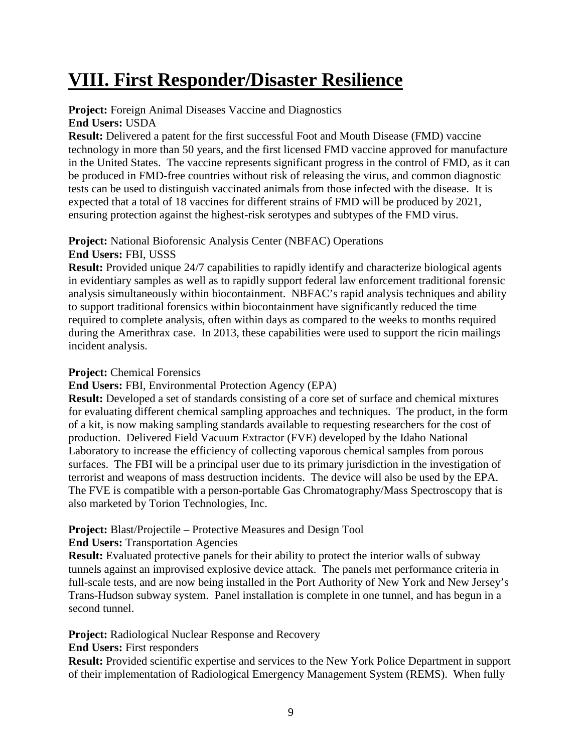# VIII. First Responder/Disaster Resilience

**Project:** Foreign Animal Diseases Vaccine and Diagnostics
**End Users:** USDA
**Result:** Delivered a patent for the first successful Foot and Mouth Disease (FMD) vaccine technology in more than 50 years, and the first licensed FMD vaccine approved for manufacture in the United States. The vaccine represents significant progress in the control of FMD, as it can be produced in FMD-free countries without risk of releasing the virus, and common diagnostic tests can be used to distinguish vaccinated animals from those infected with the disease. It is expected that a total of 18 vaccines for different strains of FMD will be produced by 2021, ensuring protection against the highest-risk serotypes and subtypes of the FMD virus.

**Project:** National Bioforensic Analysis Center (NBFAC) Operations
**End Users:** FBI, USSS
**Result:** Provided unique 24/7 capabilities to rapidly identify and characterize biological agents in evidentiary samples as well as to rapidly support federal law enforcement traditional forensic analysis simultaneously within biocontainment. NBFAC's rapid analysis techniques and ability to support traditional forensics within biocontainment have significantly reduced the time required to complete analysis, often within days as compared to the weeks to months required during the Amerithrax case. In 2013, these capabilities were used to support the ricin mailings incident analysis.

**Project:** Chemical Forensics
**End Users:** FBI, Environmental Protection Agency (EPA)
**Result:** Developed a set of standards consisting of a core set of surface and chemical mixtures for evaluating different chemical sampling approaches and techniques. The product, in the form of a kit, is now making sampling standards available to requesting researchers for the cost of production. Delivered Field Vacuum Extractor (FVE) developed by the Idaho National Laboratory to increase the efficiency of collecting vaporous chemical samples from porous surfaces. The FBI will be a principal user due to its primary jurisdiction in the investigation of terrorist and weapons of mass destruction incidents. The device will also be used by the EPA. The FVE is compatible with a person-portable Gas Chromatography/Mass Spectroscopy that is also marketed by Torion Technologies, Inc.

**Project:** Blast/Projectile – Protective Measures and Design Tool
**End Users:** Transportation Agencies
**Result:** Evaluated protective panels for their ability to protect the interior walls of subway tunnels against an improvised explosive device attack. The panels met performance criteria in full-scale tests, and are now being installed in the Port Authority of New York and New Jersey's Trans-Hudson subway system. Panel installation is complete in one tunnel, and has begun in a second tunnel.

**Project:** Radiological Nuclear Response and Recovery
**End Users:** First responders
**Result:** Provided scientific expertise and services to the New York Police Department in support of their implementation of Radiological Emergency Management System (REMS). When fully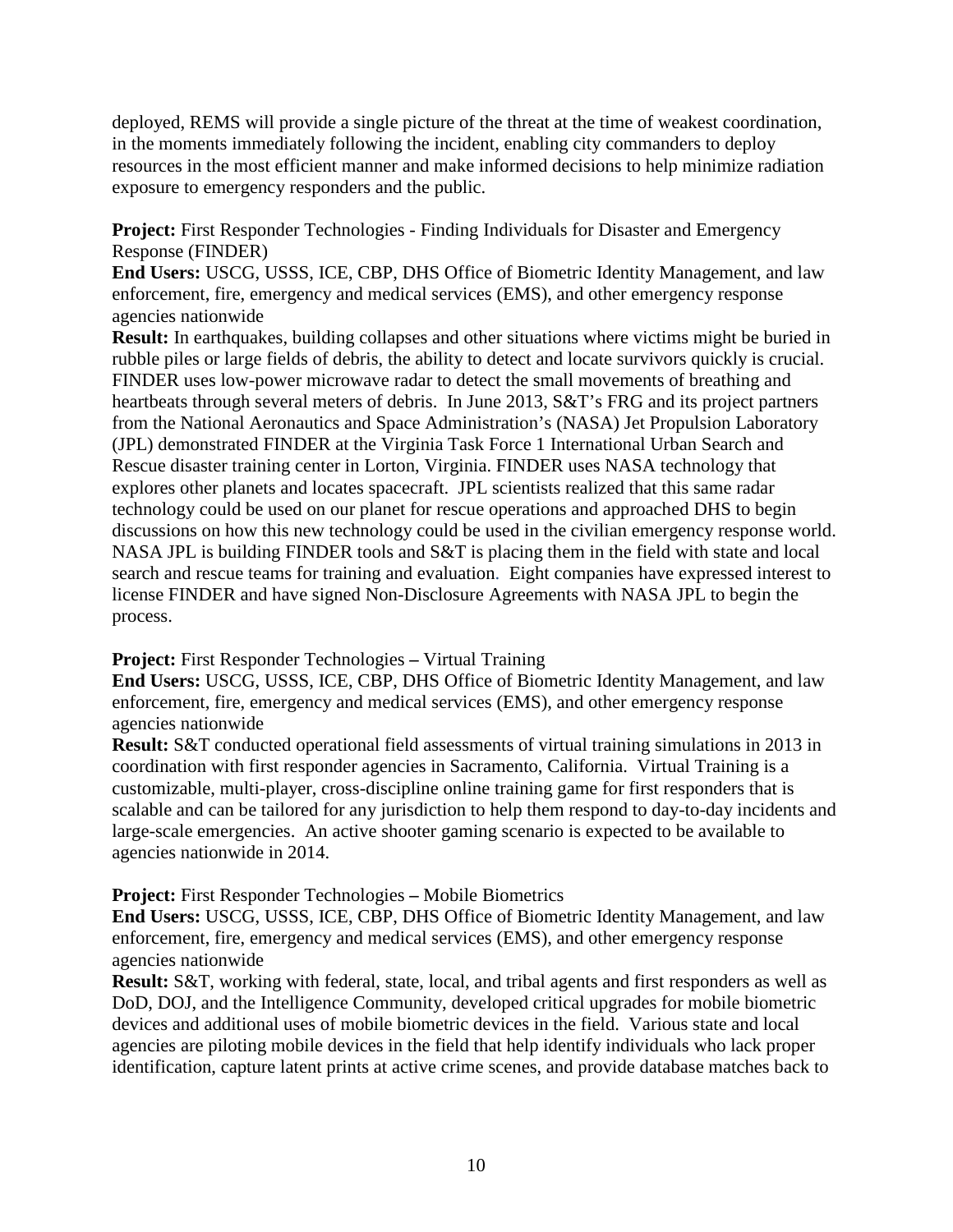deployed, REMS will provide a single picture of the threat at the time of weakest coordination, in the moments immediately following the incident, enabling city commanders to deploy resources in the most efficient manner and make informed decisions to help minimize radiation exposure to emergency responders and the public.

**Project:** First Responder Technologies - Finding Individuals for Disaster and Emergency Response (FINDER)
**End Users:** USCG, USSS, ICE, CBP, DHS Office of Biometric Identity Management, and law enforcement, fire, emergency and medical services (EMS), and other emergency response agencies nationwide
**Result:** In earthquakes, building collapses and other situations where victims might be buried in rubble piles or large fields of debris, the ability to detect and locate survivors quickly is crucial. FINDER uses low-power microwave radar to detect the small movements of breathing and heartbeats through several meters of debris. In June 2013, S&T's FRG and its project partners from the National Aeronautics and Space Administration's (NASA) Jet Propulsion Laboratory (JPL) demonstrated FINDER at the Virginia Task Force 1 International Urban Search and Rescue disaster training center in Lorton, Virginia. FINDER uses NASA technology that explores other planets and locates spacecraft. JPL scientists realized that this same radar technology could be used on our planet for rescue operations and approached DHS to begin discussions on how this new technology could be used in the civilian emergency response world. NASA JPL is building FINDER tools and S&T is placing them in the field with state and local search and rescue teams for training and evaluation. Eight companies have expressed interest to license FINDER and have signed Non-Disclosure Agreements with NASA JPL to begin the process.

**Project:** First Responder Technologies **–** Virtual Training
**End Users:** USCG, USSS, ICE, CBP, DHS Office of Biometric Identity Management, and law enforcement, fire, emergency and medical services (EMS), and other emergency response agencies nationwide
**Result:** S&T conducted operational field assessments of virtual training simulations in 2013 in coordination with first responder agencies in Sacramento, California. Virtual Training is a customizable, multi-player, cross-discipline online training game for first responders that is scalable and can be tailored for any jurisdiction to help them respond to day-to-day incidents and large-scale emergencies. An active shooter gaming scenario is expected to be available to agencies nationwide in 2014.

**Project:** First Responder Technologies **–** Mobile Biometrics
**End Users:** USCG, USSS, ICE, CBP, DHS Office of Biometric Identity Management, and law enforcement, fire, emergency and medical services (EMS), and other emergency response agencies nationwide
**Result:** S&T, working with federal, state, local, and tribal agents and first responders as well as DoD, DOJ, and the Intelligence Community, developed critical upgrades for mobile biometric devices and additional uses of mobile biometric devices in the field. Various state and local agencies are piloting mobile devices in the field that help identify individuals who lack proper identification, capture latent prints at active crime scenes, and provide database matches back to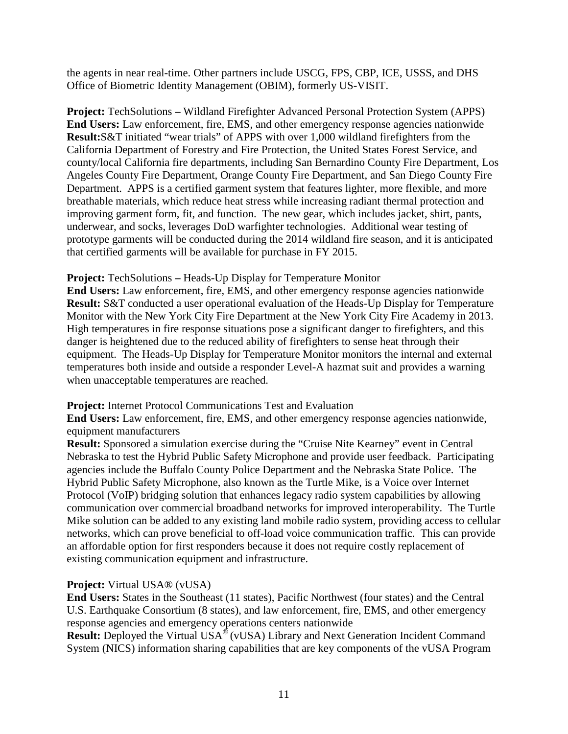the agents in near real-time. Other partners include USCG, FPS, CBP, ICE, USSS, and DHS Office of Biometric Identity Management (OBIM), formerly US-VISIT.

**Project:** TechSolutions **–** Wildland Firefighter Advanced Personal Protection System (APPS)
**End Users:** Law enforcement, fire, EMS, and other emergency response agencies nationwide
**Result:**S&T initiated "wear trials" of APPS with over 1,000 wildland firefighters from the California Department of Forestry and Fire Protection, the United States Forest Service, and county/local California fire departments, including San Bernardino County Fire Department, Los Angeles County Fire Department, Orange County Fire Department, and San Diego County Fire Department. APPS is a certified garment system that features lighter, more flexible, and more breathable materials, which reduce heat stress while increasing radiant thermal protection and improving garment form, fit, and function. The new gear, which includes jacket, shirt, pants, underwear, and socks, leverages DoD warfighter technologies. Additional wear testing of prototype garments will be conducted during the 2014 wildland fire season, and it is anticipated that certified garments will be available for purchase in FY 2015.

**Project:** TechSolutions **–** Heads-Up Display for Temperature Monitor
**End Users:** Law enforcement, fire, EMS, and other emergency response agencies nationwide
**Result:** S&T conducted a user operational evaluation of the Heads-Up Display for Temperature Monitor with the New York City Fire Department at the New York City Fire Academy in 2013. High temperatures in fire response situations pose a significant danger to firefighters, and this danger is heightened due to the reduced ability of firefighters to sense heat through their equipment. The Heads-Up Display for Temperature Monitor monitors the internal and external temperatures both inside and outside a responder Level-A hazmat suit and provides a warning when unacceptable temperatures are reached.

**Project:** Internet Protocol Communications Test and Evaluation
**End Users:** Law enforcement, fire, EMS, and other emergency response agencies nationwide, equipment manufacturers
**Result:** Sponsored a simulation exercise during the "Cruise Nite Kearney" event in Central Nebraska to test the Hybrid Public Safety Microphone and provide user feedback. Participating agencies include the Buffalo County Police Department and the Nebraska State Police. The Hybrid Public Safety Microphone, also known as the Turtle Mike, is a Voice over Internet Protocol (VoIP) bridging solution that enhances legacy radio system capabilities by allowing communication over commercial broadband networks for improved interoperability. The Turtle Mike solution can be added to any existing land mobile radio system, providing access to cellular networks, which can prove beneficial to off-load voice communication traffic. This can provide an affordable option for first responders because it does not require costly replacement of existing communication equipment and infrastructure.

**Project:** Virtual USA® (vUSA)
**End Users:** States in the Southeast (11 states), Pacific Northwest (four states) and the Central U.S. Earthquake Consortium (8 states), and law enforcement, fire, EMS, and other emergency response agencies and emergency operations centers nationwide
**Result:** Deployed the Virtual USA® (vUSA) Library and Next Generation Incident Command System (NICS) information sharing capabilities that are key components of the vUSA Program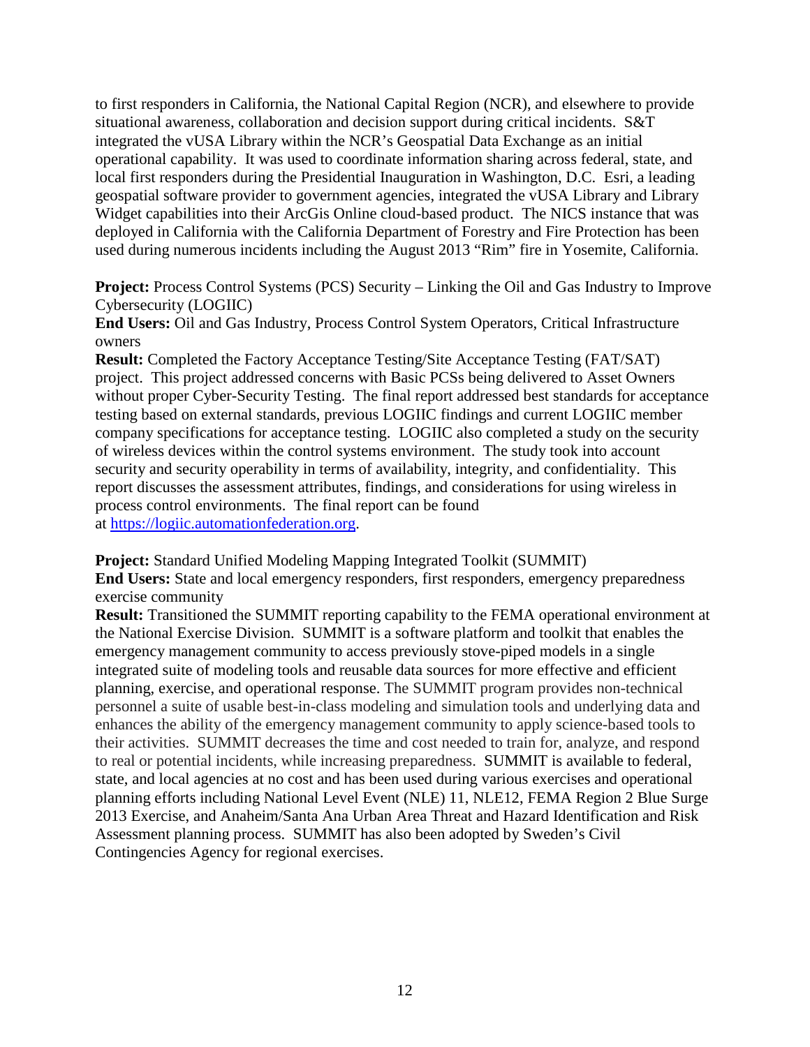to first responders in California, the National Capital Region (NCR), and elsewhere to provide situational awareness, collaboration and decision support during critical incidents. S&T integrated the vUSA Library within the NCR's Geospatial Data Exchange as an initial operational capability. It was used to coordinate information sharing across federal, state, and local first responders during the Presidential Inauguration in Washington, D.C. Esri, a leading geospatial software provider to government agencies, integrated the vUSA Library and Library Widget capabilities into their ArcGis Online cloud-based product. The NICS instance that was deployed in California with the California Department of Forestry and Fire Protection has been used during numerous incidents including the August 2013 "Rim" fire in Yosemite, California.

**Project:** Process Control Systems (PCS) Security – Linking the Oil and Gas Industry to Improve Cybersecurity (LOGIIC)
**End Users:** Oil and Gas Industry, Process Control System Operators, Critical Infrastructure owners
**Result:** Completed the Factory Acceptance Testing/Site Acceptance Testing (FAT/SAT) project. This project addressed concerns with Basic PCSs being delivered to Asset Owners without proper Cyber-Security Testing. The final report addressed best standards for acceptance testing based on external standards, previous LOGIIC findings and current LOGIIC member company specifications for acceptance testing. LOGIIC also completed a study on the security of wireless devices within the control systems environment. The study took into account security and security operability in terms of availability, integrity, and confidentiality. This report discusses the assessment attributes, findings, and considerations for using wireless in process control environments. The final report can be found at [https://logiic.automationfederation.org](https://logiic.automationfederation.org).

**Project:** Standard Unified Modeling Mapping Integrated Toolkit (SUMMIT)
**End Users:** State and local emergency responders, first responders, emergency preparedness exercise community
**Result:** Transitioned the SUMMIT reporting capability to the FEMA operational environment at the National Exercise Division. SUMMIT is a software platform and toolkit that enables the emergency management community to access previously stove-piped models in a single integrated suite of modeling tools and reusable data sources for more effective and efficient planning, exercise, and operational response. The SUMMIT program provides non-technical personnel a suite of usable best-in-class modeling and simulation tools and underlying data and enhances the ability of the emergency management community to apply science-based tools to their activities. SUMMIT decreases the time and cost needed to train for, analyze, and respond to real or potential incidents, while increasing preparedness. SUMMIT is available to federal, state, and local agencies at no cost and has been used during various exercises and operational planning efforts including National Level Event (NLE) 11, NLE12, FEMA Region 2 Blue Surge 2013 Exercise, and Anaheim/Santa Ana Urban Area Threat and Hazard Identification and Risk Assessment planning process. SUMMIT has also been adopted by Sweden's Civil Contingencies Agency for regional exercises.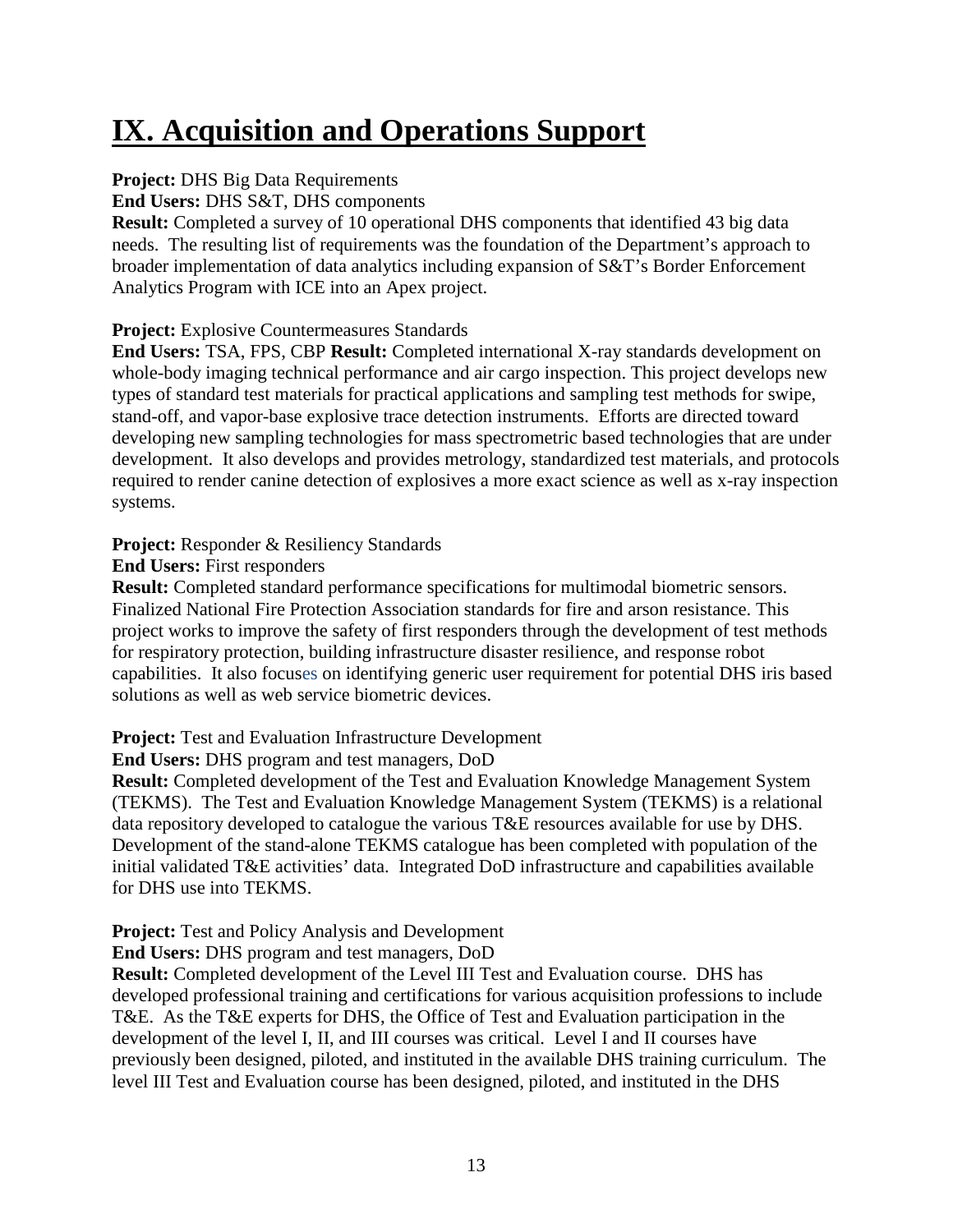# IX. Acquisition and Operations Support

**Project:** DHS Big Data Requirements
**End Users:** DHS S&T, DHS components
**Result:** Completed a survey of 10 operational DHS components that identified 43 big data needs. The resulting list of requirements was the foundation of the Department's approach to broader implementation of data analytics including expansion of S&T's Border Enforcement Analytics Program with ICE into an Apex project.

**Project:** Explosive Countermeasures Standards
**End Users:** TSA, FPS, CBP **Result:** Completed international X-ray standards development on whole-body imaging technical performance and air cargo inspection. This project develops new types of standard test materials for practical applications and sampling test methods for swipe, stand-off, and vapor-base explosive trace detection instruments. Efforts are directed toward developing new sampling technologies for mass spectrometric based technologies that are under development. It also develops and provides metrology, standardized test materials, and protocols required to render canine detection of explosives a more exact science as well as x-ray inspection systems.

**Project:** Responder & Resiliency Standards
**End Users:** First responders
**Result:** Completed standard performance specifications for multimodal biometric sensors. Finalized National Fire Protection Association standards for fire and arson resistance. This project works to improve the safety of first responders through the development of test methods for respiratory protection, building infrastructure disaster resilience, and response robot capabilities. It also focuses on identifying generic user requirement for potential DHS iris based solutions as well as web service biometric devices.

**Project:** Test and Evaluation Infrastructure Development
**End Users:** DHS program and test managers, DoD
**Result:** Completed development of the Test and Evaluation Knowledge Management System (TEKMS). The Test and Evaluation Knowledge Management System (TEKMS) is a relational data repository developed to catalogue the various T&E resources available for use by DHS. Development of the stand-alone TEKMS catalogue has been completed with population of the initial validated T&E activities' data. Integrated DoD infrastructure and capabilities available for DHS use into TEKMS.

**Project:** Test and Policy Analysis and Development
**End Users:** DHS program and test managers, DoD
**Result:** Completed development of the Level III Test and Evaluation course. DHS has developed professional training and certifications for various acquisition professions to include T&E. As the T&E experts for DHS, the Office of Test and Evaluation participation in the development of the level I, II, and III courses was critical. Level I and II courses have previously been designed, piloted, and instituted in the available DHS training curriculum. The level III Test and Evaluation course has been designed, piloted, and instituted in the DHS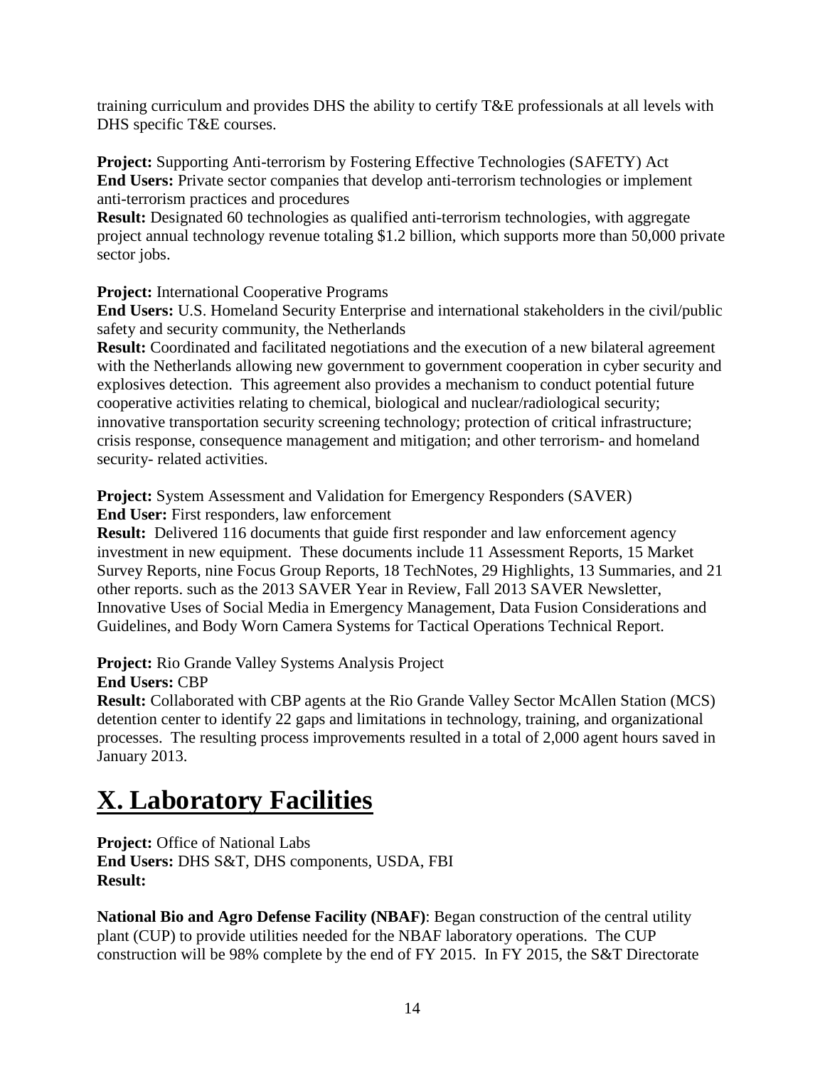training curriculum and provides DHS the ability to certify T&E professionals at all levels with DHS specific T&E courses.

**Project:** Supporting Anti-terrorism by Fostering Effective Technologies (SAFETY) Act
**End Users:** Private sector companies that develop anti-terrorism technologies or implement anti-terrorism practices and procedures
**Result:** Designated 60 technologies as qualified anti-terrorism technologies, with aggregate project annual technology revenue totaling $1.2 billion, which supports more than 50,000 private sector jobs.

**Project:** International Cooperative Programs
**End Users:** U.S. Homeland Security Enterprise and international stakeholders in the civil/public safety and security community, the Netherlands
**Result:** Coordinated and facilitated negotiations and the execution of a new bilateral agreement with the Netherlands allowing new government to government cooperation in cyber security and explosives detection. This agreement also provides a mechanism to conduct potential future cooperative activities relating to chemical, biological and nuclear/radiological security; innovative transportation security screening technology; protection of critical infrastructure; crisis response, consequence management and mitigation; and other terrorism- and homeland security- related activities.

**Project:** System Assessment and Validation for Emergency Responders (SAVER)
**End User:** First responders, law enforcement
**Result:** Delivered 116 documents that guide first responder and law enforcement agency investment in new equipment. These documents include 11 Assessment Reports, 15 Market Survey Reports, nine Focus Group Reports, 18 TechNotes, 29 Highlights, 13 Summaries, and 21 other reports. such as the 2013 SAVER Year in Review, Fall 2013 SAVER Newsletter, Innovative Uses of Social Media in Emergency Management, Data Fusion Considerations and Guidelines, and Body Worn Camera Systems for Tactical Operations Technical Report.

**Project:** Rio Grande Valley Systems Analysis Project
**End Users:** CBP
**Result:** Collaborated with CBP agents at the Rio Grande Valley Sector McAllen Station (MCS) detention center to identify 22 gaps and limitations in technology, training, and organizational processes. The resulting process improvements resulted in a total of 2,000 agent hours saved in January 2013.

# X. Laboratory Facilities

**Project:** Office of National Labs
**End Users:** DHS S&T, DHS components, USDA, FBI
**Result:**

**National Bio and Agro Defense Facility (NBAF)**: Began construction of the central utility plant (CUP) to provide utilities needed for the NBAF laboratory operations. The CUP construction will be 98% complete by the end of FY 2015. In FY 2015, the S&T Directorate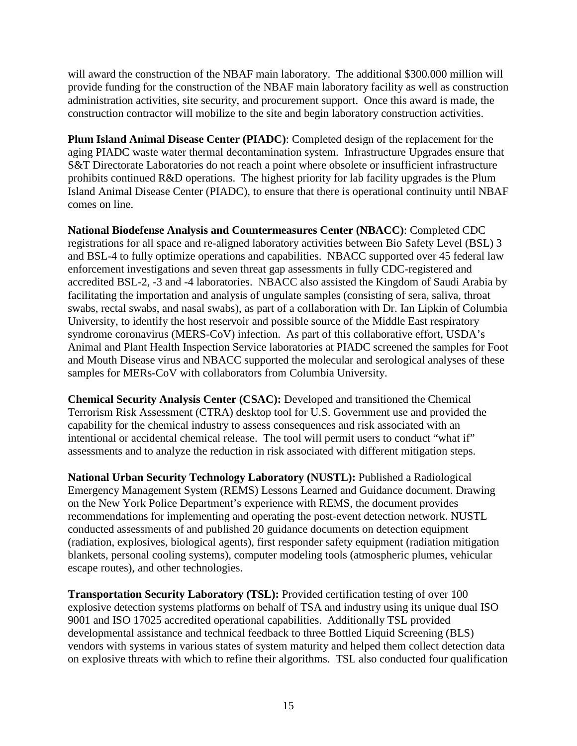will award the construction of the NBAF main laboratory. The additional $300.000 million will provide funding for the construction of the NBAF main laboratory facility as well as construction administration activities, site security, and procurement support. Once this award is made, the construction contractor will mobilize to the site and begin laboratory construction activities.

**Plum Island Animal Disease Center (PIADC)**: Completed design of the replacement for the aging PIADC waste water thermal decontamination system. Infrastructure Upgrades ensure that S&T Directorate Laboratories do not reach a point where obsolete or insufficient infrastructure prohibits continued R&D operations. The highest priority for lab facility upgrades is the Plum Island Animal Disease Center (PIADC), to ensure that there is operational continuity until NBAF comes on line.

**National Biodefense Analysis and Countermeasures Center (NBACC)**: Completed CDC registrations for all space and re-aligned laboratory activities between Bio Safety Level (BSL) 3 and BSL-4 to fully optimize operations and capabilities. NBACC supported over 45 federal law enforcement investigations and seven threat gap assessments in fully CDC-registered and accredited BSL-2, -3 and -4 laboratories. NBACC also assisted the Kingdom of Saudi Arabia by facilitating the importation and analysis of ungulate samples (consisting of sera, saliva, throat swabs, rectal swabs, and nasal swabs), as part of a collaboration with Dr. Ian Lipkin of Columbia University, to identify the host reservoir and possible source of the Middle East respiratory syndrome coronavirus (MERS-CoV) infection. As part of this collaborative effort, USDA's Animal and Plant Health Inspection Service laboratories at PIADC screened the samples for Foot and Mouth Disease virus and NBACC supported the molecular and serological analyses of these samples for MERs-CoV with collaborators from Columbia University.

**Chemical Security Analysis Center (CSAC):** Developed and transitioned the Chemical Terrorism Risk Assessment (CTRA) desktop tool for U.S. Government use and provided the capability for the chemical industry to assess consequences and risk associated with an intentional or accidental chemical release. The tool will permit users to conduct "what if" assessments and to analyze the reduction in risk associated with different mitigation steps.

**National Urban Security Technology Laboratory (NUSTL):** Published a Radiological Emergency Management System (REMS) Lessons Learned and Guidance document. Drawing on the New York Police Department's experience with REMS, the document provides recommendations for implementing and operating the post-event detection network. NUSTL conducted assessments of and published 20 guidance documents on detection equipment (radiation, explosives, biological agents), first responder safety equipment (radiation mitigation blankets, personal cooling systems), computer modeling tools (atmospheric plumes, vehicular escape routes), and other technologies.

**Transportation Security Laboratory (TSL):** Provided certification testing of over 100 explosive detection systems platforms on behalf of TSA and industry using its unique dual ISO 9001 and ISO 17025 accredited operational capabilities. Additionally TSL provided developmental assistance and technical feedback to three Bottled Liquid Screening (BLS) vendors with systems in various states of system maturity and helped them collect detection data on explosive threats with which to refine their algorithms. TSL also conducted four qualification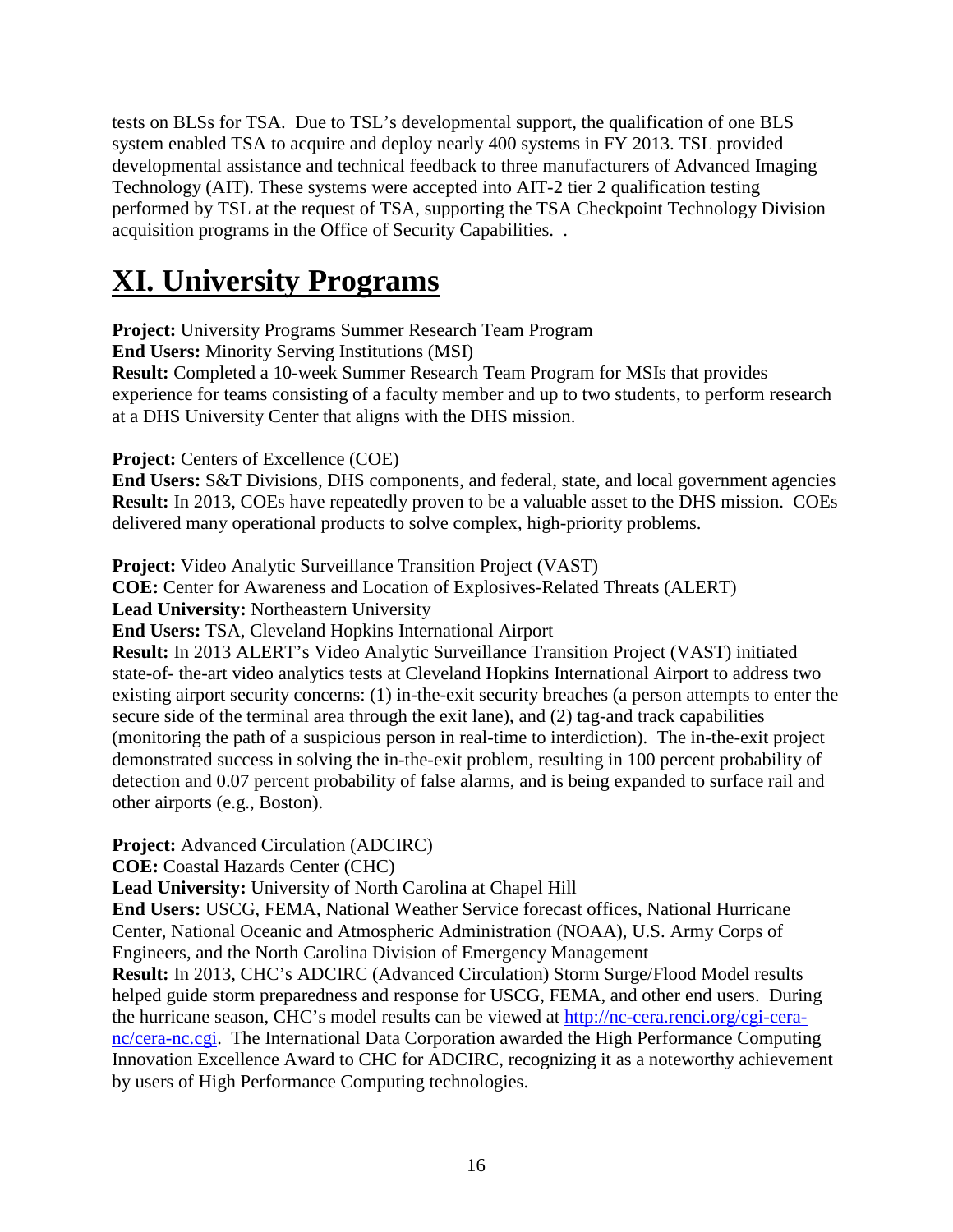tests on BLSs for TSA. Due to TSL's developmental support, the qualification of one BLS system enabled TSA to acquire and deploy nearly 400 systems in FY 2013. TSL provided developmental assistance and technical feedback to three manufacturers of Advanced Imaging Technology (AIT). These systems were accepted into AIT-2 tier 2 qualification testing performed by TSL at the request of TSA, supporting the TSA Checkpoint Technology Division acquisition programs in the Office of Security Capabilities. .

# XI. University Programs

**Project:** University Programs Summer Research Team Program
**End Users:** Minority Serving Institutions (MSI)
**Result:** Completed a 10-week Summer Research Team Program for MSIs that provides experience for teams consisting of a faculty member and up to two students, to perform research at a DHS University Center that aligns with the DHS mission.

**Project:** Centers of Excellence (COE)
**End Users:** S&T Divisions, DHS components, and federal, state, and local government agencies
**Result:** In 2013, COEs have repeatedly proven to be a valuable asset to the DHS mission. COEs delivered many operational products to solve complex, high-priority problems.

**Project:** Video Analytic Surveillance Transition Project (VAST)
**COE:** Center for Awareness and Location of Explosives-Related Threats (ALERT)
**Lead University:** Northeastern University
**End Users:** TSA, Cleveland Hopkins International Airport
**Result:** In 2013 ALERT's Video Analytic Surveillance Transition Project (VAST) initiated state-of- the-art video analytics tests at Cleveland Hopkins International Airport to address two existing airport security concerns: (1) in-the-exit security breaches (a person attempts to enter the secure side of the terminal area through the exit lane), and (2) tag-and track capabilities (monitoring the path of a suspicious person in real-time to interdiction). The in-the-exit project demonstrated success in solving the in-the-exit problem, resulting in 100 percent probability of detection and 0.07 percent probability of false alarms, and is being expanded to surface rail and other airports (e.g., Boston).

**Project:** Advanced Circulation (ADCIRC)
**COE:** Coastal Hazards Center (CHC)
**Lead University:** University of North Carolina at Chapel Hill
**End Users:** USCG, FEMA, National Weather Service forecast offices, National Hurricane Center, National Oceanic and Atmospheric Administration (NOAA), U.S. Army Corps of Engineers, and the North Carolina Division of Emergency Management
**Result:** In 2013, CHC's ADCIRC (Advanced Circulation) Storm Surge/Flood Model results helped guide storm preparedness and response for USCG, FEMA, and other end users. During the hurricane season, CHC's model results can be viewed at [http://nc-cera.renci.org/cgi-cera-nc/cera-nc.cgi](http://nc-cera.renci.org/cgi-cera-nc/cera-nc.cgi). The International Data Corporation awarded the High Performance Computing Innovation Excellence Award to CHC for ADCIRC, recognizing it as a noteworthy achievement by users of High Performance Computing technologies.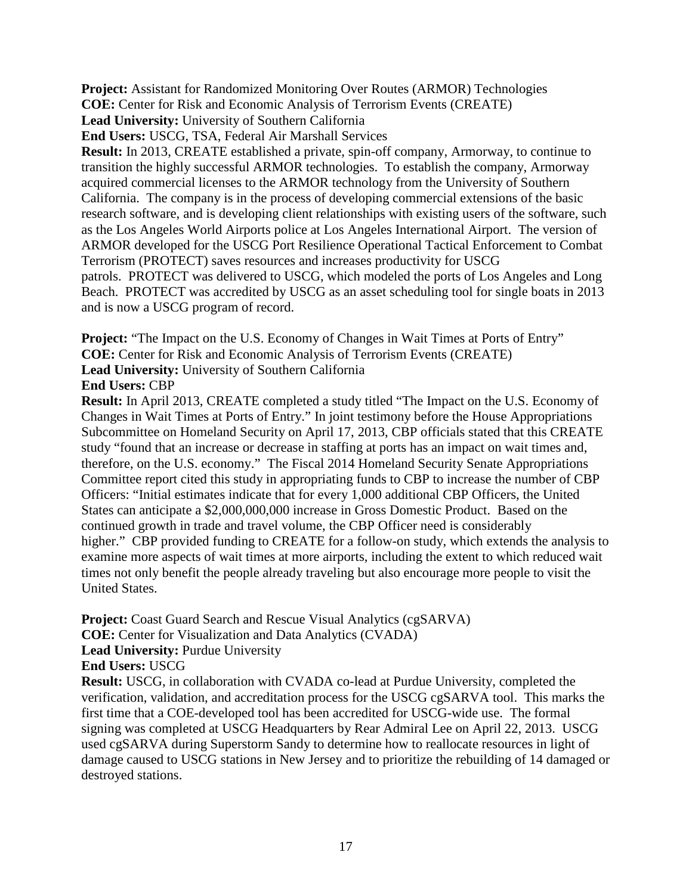**Project:** Assistant for Randomized Monitoring Over Routes (ARMOR) Technologies
**COE:** Center for Risk and Economic Analysis of Terrorism Events (CREATE)
**Lead University:** University of Southern California
**End Users:** USCG, TSA, Federal Air Marshall Services
**Result:** In 2013, CREATE established a private, spin-off company, Armorway, to continue to transition the highly successful ARMOR technologies. To establish the company, Armorway acquired commercial licenses to the ARMOR technology from the University of Southern California. The company is in the process of developing commercial extensions of the basic research software, and is developing client relationships with existing users of the software, such as the Los Angeles World Airports police at Los Angeles International Airport. The version of ARMOR developed for the USCG Port Resilience Operational Tactical Enforcement to Combat Terrorism (PROTECT) saves resources and increases productivity for USCG patrols. PROTECT was delivered to USCG, which modeled the ports of Los Angeles and Long Beach. PROTECT was accredited by USCG as an asset scheduling tool for single boats in 2013 and is now a USCG program of record.

**Project:** "The Impact on the U.S. Economy of Changes in Wait Times at Ports of Entry"
**COE:** Center for Risk and Economic Analysis of Terrorism Events (CREATE)
**Lead University:** University of Southern California
**End Users:** CBP
**Result:** In April 2013, CREATE completed a study titled "The Impact on the U.S. Economy of Changes in Wait Times at Ports of Entry." In joint testimony before the House Appropriations Subcommittee on Homeland Security on April 17, 2013, CBP officials stated that this CREATE study "found that an increase or decrease in staffing at ports has an impact on wait times and, therefore, on the U.S. economy." The Fiscal 2014 Homeland Security Senate Appropriations Committee report cited this study in appropriating funds to CBP to increase the number of CBP Officers: "Initial estimates indicate that for every 1,000 additional CBP Officers, the United States can anticipate a $2,000,000,000 increase in Gross Domestic Product. Based on the continued growth in trade and travel volume, the CBP Officer need is considerably higher." CBP provided funding to CREATE for a follow-on study, which extends the analysis to examine more aspects of wait times at more airports, including the extent to which reduced wait times not only benefit the people already traveling but also encourage more people to visit the United States.

**Project:** Coast Guard Search and Rescue Visual Analytics (cgSARVA)
**COE:** Center for Visualization and Data Analytics (CVADA)
**Lead University:** Purdue University
**End Users:** USCG
**Result:** USCG, in collaboration with CVADA co-lead at Purdue University, completed the verification, validation, and accreditation process for the USCG cgSARVA tool. This marks the first time that a COE-developed tool has been accredited for USCG-wide use. The formal signing was completed at USCG Headquarters by Rear Admiral Lee on April 22, 2013. USCG used cgSARVA during Superstorm Sandy to determine how to reallocate resources in light of damage caused to USCG stations in New Jersey and to prioritize the rebuilding of 14 damaged or destroyed stations.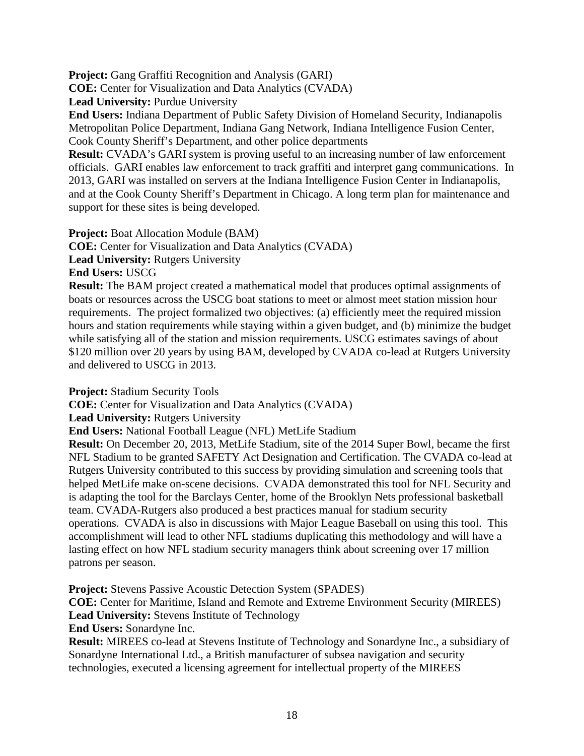**Project:** Gang Graffiti Recognition and Analysis (GARI)
**COE:** Center for Visualization and Data Analytics (CVADA)
**Lead University:** Purdue University
**End Users:** Indiana Department of Public Safety Division of Homeland Security, Indianapolis Metropolitan Police Department, Indiana Gang Network, Indiana Intelligence Fusion Center, Cook County Sheriff's Department, and other police departments
**Result:** CVADA's GARI system is proving useful to an increasing number of law enforcement officials. GARI enables law enforcement to track graffiti and interpret gang communications. In 2013, GARI was installed on servers at the Indiana Intelligence Fusion Center in Indianapolis, and at the Cook County Sheriff's Department in Chicago. A long term plan for maintenance and support for these sites is being developed.

**Project:** Boat Allocation Module (BAM)
**COE:** Center for Visualization and Data Analytics (CVADA)
**Lead University:** Rutgers University
**End Users:** USCG
**Result:** The BAM project created a mathematical model that produces optimal assignments of boats or resources across the USCG boat stations to meet or almost meet station mission hour requirements. The project formalized two objectives: (a) efficiently meet the required mission hours and station requirements while staying within a given budget, and (b) minimize the budget while satisfying all of the station and mission requirements. USCG estimates savings of about \$120 million over 20 years by using BAM, developed by CVADA co-lead at Rutgers University and delivered to USCG in 2013.

**Project:** Stadium Security Tools
**COE:** Center for Visualization and Data Analytics (CVADA)
**Lead University:** Rutgers University
**End Users:** National Football League (NFL) MetLife Stadium
**Result:** On December 20, 2013, MetLife Stadium, site of the 2014 Super Bowl, became the first NFL Stadium to be granted SAFETY Act Designation and Certification. The CVADA co-lead at Rutgers University contributed to this success by providing simulation and screening tools that helped MetLife make on-scene decisions. CVADA demonstrated this tool for NFL Security and is adapting the tool for the Barclays Center, home of the Brooklyn Nets professional basketball team. CVADA-Rutgers also produced a best practices manual for stadium security operations. CVADA is also in discussions with Major League Baseball on using this tool. This accomplishment will lead to other NFL stadiums duplicating this methodology and will have a lasting effect on how NFL stadium security managers think about screening over 17 million patrons per season.

**Project:** Stevens Passive Acoustic Detection System (SPADES)
**COE:** Center for Maritime, Island and Remote and Extreme Environment Security (MIREES)
**Lead University:** Stevens Institute of Technology
**End Users:** Sonardyne Inc.
**Result:** MIREES co-lead at Stevens Institute of Technology and Sonardyne Inc., a subsidiary of Sonardyne International Ltd., a British manufacturer of subsea navigation and security technologies, executed a licensing agreement for intellectual property of the MIREES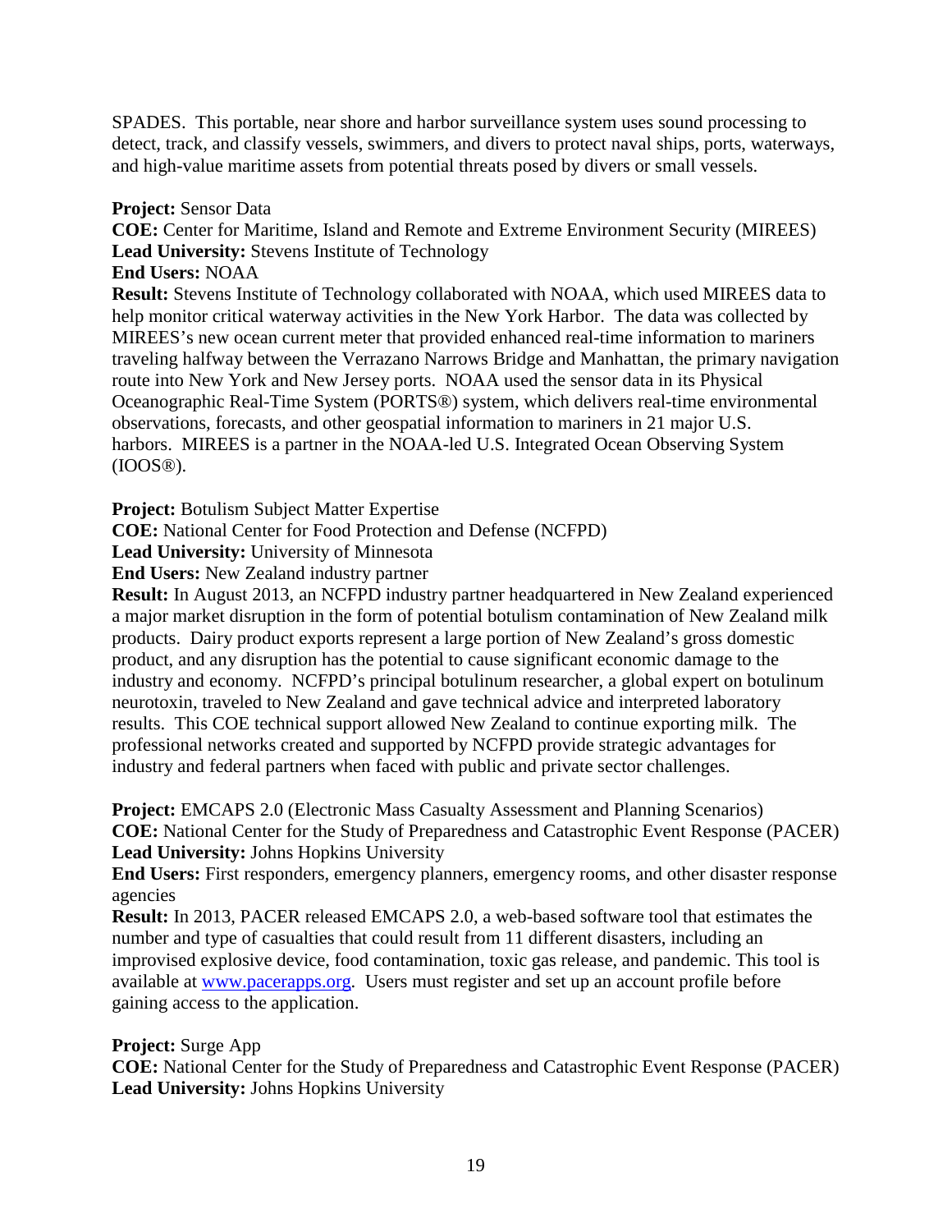SPADES. This portable, near shore and harbor surveillance system uses sound processing to detect, track, and classify vessels, swimmers, and divers to protect naval ships, ports, waterways, and high-value maritime assets from potential threats posed by divers or small vessels.

**Project:** Sensor Data
**COE:** Center for Maritime, Island and Remote and Extreme Environment Security (MIREES)
**Lead University:** Stevens Institute of Technology
**End Users:** NOAA
**Result:** Stevens Institute of Technology collaborated with NOAA, which used MIREES data to help monitor critical waterway activities in the New York Harbor. The data was collected by MIREES's new ocean current meter that provided enhanced real-time information to mariners traveling halfway between the Verrazano Narrows Bridge and Manhattan, the primary navigation route into New York and New Jersey ports. NOAA used the sensor data in its Physical Oceanographic Real-Time System (PORTS®) system, which delivers real-time environmental observations, forecasts, and other geospatial information to mariners in 21 major U.S. harbors. MIREES is a partner in the NOAA-led U.S. Integrated Ocean Observing System (IOOS®).

**Project:** Botulism Subject Matter Expertise
**COE:** National Center for Food Protection and Defense (NCFPD)
**Lead University:** University of Minnesota
**End Users:** New Zealand industry partner
**Result:** In August 2013, an NCFPD industry partner headquartered in New Zealand experienced a major market disruption in the form of potential botulism contamination of New Zealand milk products. Dairy product exports represent a large portion of New Zealand's gross domestic product, and any disruption has the potential to cause significant economic damage to the industry and economy. NCFPD's principal botulinum researcher, a global expert on botulinum neurotoxin, traveled to New Zealand and gave technical advice and interpreted laboratory results. This COE technical support allowed New Zealand to continue exporting milk. The professional networks created and supported by NCFPD provide strategic advantages for industry and federal partners when faced with public and private sector challenges.

**Project:** EMCAPS 2.0 (Electronic Mass Casualty Assessment and Planning Scenarios)
**COE:** National Center for the Study of Preparedness and Catastrophic Event Response (PACER)
**Lead University:** Johns Hopkins University
**End Users:** First responders, emergency planners, emergency rooms, and other disaster response agencies
**Result:** In 2013, PACER released EMCAPS 2.0, a web-based software tool that estimates the number and type of casualties that could result from 11 different disasters, including an improvised explosive device, food contamination, toxic gas release, and pandemic. This tool is available at www.pacerapps.org. Users must register and set up an account profile before gaining access to the application.

**Project:** Surge App
**COE:** National Center for the Study of Preparedness and Catastrophic Event Response (PACER)
**Lead University:** Johns Hopkins University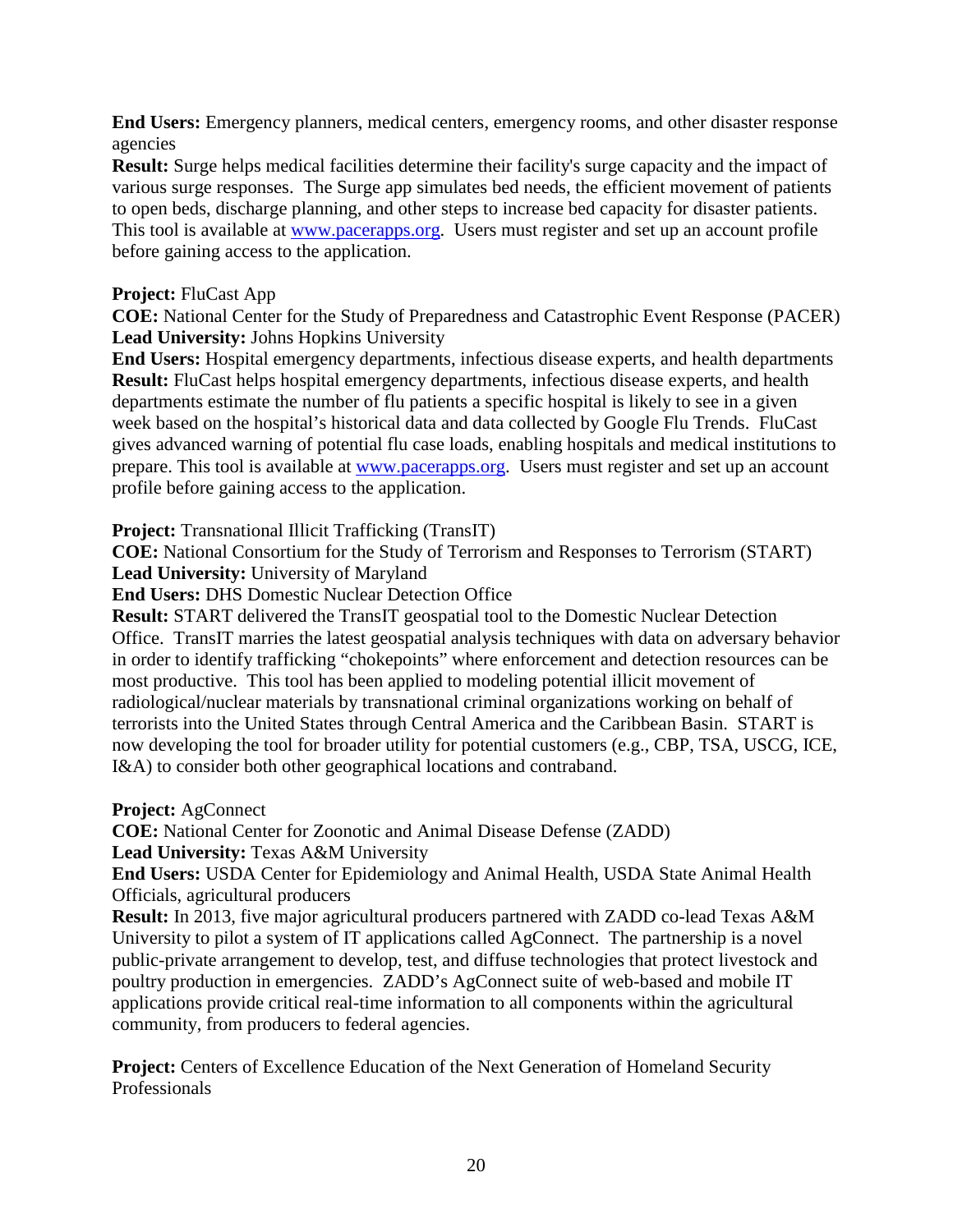**End Users:** Emergency planners, medical centers, emergency rooms, and other disaster response agencies

**Result:** Surge helps medical facilities determine their facility's surge capacity and the impact of various surge responses. The Surge app simulates bed needs, the efficient movement of patients to open beds, discharge planning, and other steps to increase bed capacity for disaster patients. This tool is available at [www.pacerapps.org](http://www.pacerapps.org). Users must register and set up an account profile before gaining access to the application.

**Project:** FluCast App
**COE:** National Center for the Study of Preparedness and Catastrophic Event Response (PACER)
**Lead University:** Johns Hopkins University
**End Users:** Hospital emergency departments, infectious disease experts, and health departments
**Result:** FluCast helps hospital emergency departments, infectious disease experts, and health departments estimate the number of flu patients a specific hospital is likely to see in a given week based on the hospital's historical data and data collected by Google Flu Trends. FluCast gives advanced warning of potential flu case loads, enabling hospitals and medical institutions to prepare. This tool is available at [www.pacerapps.org](http://www.pacerapps.org). Users must register and set up an account profile before gaining access to the application.

**Project:** Transnational Illicit Trafficking (TransIT)
**COE:** National Consortium for the Study of Terrorism and Responses to Terrorism (START)
**Lead University:** University of Maryland
**End Users:** DHS Domestic Nuclear Detection Office
**Result:** START delivered the TransIT geospatial tool to the Domestic Nuclear Detection Office. TransIT marries the latest geospatial analysis techniques with data on adversary behavior in order to identify trafficking "chokepoints" where enforcement and detection resources can be most productive. This tool has been applied to modeling potential illicit movement of radiological/nuclear materials by transnational criminal organizations working on behalf of terrorists into the United States through Central America and the Caribbean Basin. START is now developing the tool for broader utility for potential customers (e.g., CBP, TSA, USCG, ICE, I&A) to consider both other geographical locations and contraband.

**Project:** AgConnect
**COE:** National Center for Zoonotic and Animal Disease Defense (ZADD)
**Lead University:** Texas A&M University
**End Users:** USDA Center for Epidemiology and Animal Health, USDA State Animal Health Officials, agricultural producers
**Result:** In 2013, five major agricultural producers partnered with ZADD co-lead Texas A&M University to pilot a system of IT applications called AgConnect. The partnership is a novel public-private arrangement to develop, test, and diffuse technologies that protect livestock and poultry production in emergencies. ZADD's AgConnect suite of web-based and mobile IT applications provide critical real-time information to all components within the agricultural community, from producers to federal agencies.

**Project:** Centers of Excellence Education of the Next Generation of Homeland Security Professionals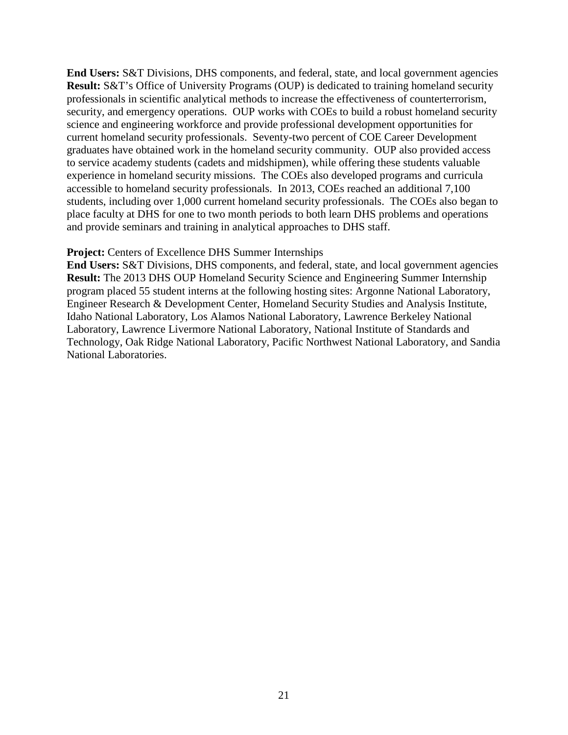**End Users:** S&T Divisions, DHS components, and federal, state, and local government agencies
**Result:** S&T's Office of University Programs (OUP) is dedicated to training homeland security professionals in scientific analytical methods to increase the effectiveness of counterterrorism, security, and emergency operations. OUP works with COEs to build a robust homeland security science and engineering workforce and provide professional development opportunities for current homeland security professionals. Seventy-two percent of COE Career Development graduates have obtained work in the homeland security community. OUP also provided access to service academy students (cadets and midshipmen), while offering these students valuable experience in homeland security missions. The COEs also developed programs and curricula accessible to homeland security professionals. In 2013, COEs reached an additional 7,100 students, including over 1,000 current homeland security professionals. The COEs also began to place faculty at DHS for one to two month periods to both learn DHS problems and operations and provide seminars and training in analytical approaches to DHS staff.

**Project:** Centers of Excellence DHS Summer Internships
**End Users:** S&T Divisions, DHS components, and federal, state, and local government agencies
**Result:** The 2013 DHS OUP Homeland Security Science and Engineering Summer Internship program placed 55 student interns at the following hosting sites: Argonne National Laboratory, Engineer Research & Development Center, Homeland Security Studies and Analysis Institute, Idaho National Laboratory, Los Alamos National Laboratory, Lawrence Berkeley National Laboratory, Lawrence Livermore National Laboratory, National Institute of Standards and Technology, Oak Ridge National Laboratory, Pacific Northwest National Laboratory, and Sandia National Laboratories.